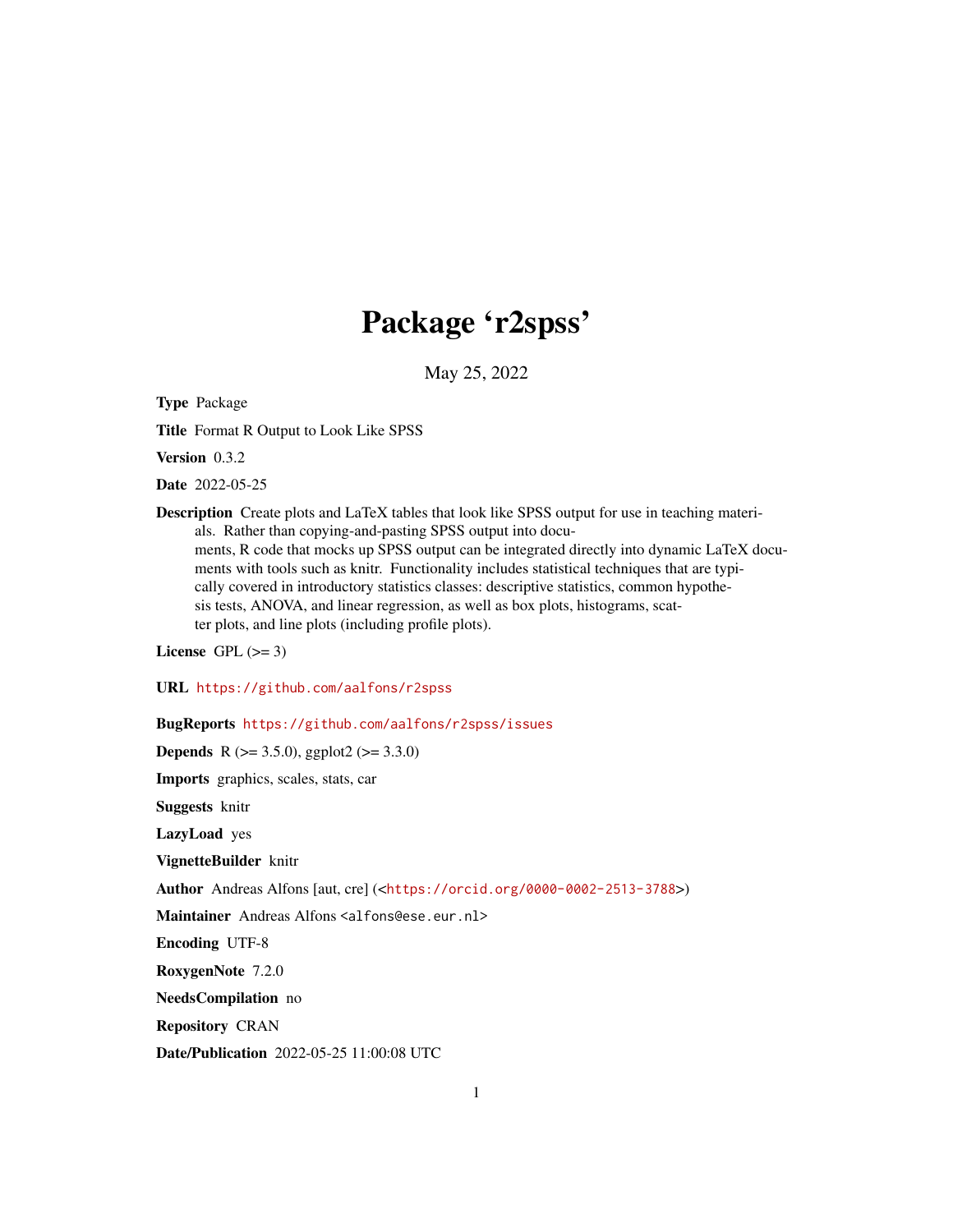# Package 'r2spss'

May 25, 2022

**Type** Package

**Title** Format R Output to Look Like SPSS

**Version** 0.3.2

**Date** 2022-05-25

**Description** Create plots and LaTeX tables that look like SPSS output for use in teaching materials. Rather than copying-and-pasting SPSS output into documents, R code that mocks up SPSS output can be integrated directly into dynamic LaTeX documents with tools such as knitr. Functionality includes statistical techniques that are typically covered in introductory statistics classes: descriptive statistics, common hypothesis tests, ANOVA, and linear regression, as well as box plots, histograms, scatter plots, and line plots (including profile plots).

**License** GPL (>= 3)

**URL** https://github.com/aalfons/r2spss

**BugReports** https://github.com/aalfons/r2spss/issues

**Depends** R (>= 3.5.0), ggplot2 (>= 3.3.0)

**Imports** graphics, scales, stats, car

**Suggests** knitr

**LazyLoad** yes

**VignetteBuilder** knitr

**Author** Andreas Alfons [aut, cre] (<https://orcid.org/0000-0002-2513-3788>)

**Maintainer** Andreas Alfons <alfons@ese.eur.nl>

**Encoding** UTF-8

**RoxygenNote** 7.2.0

**NeedsCompilation** no

**Repository** CRAN

**Date/Publication** 2022-05-25 11:00:08 UTC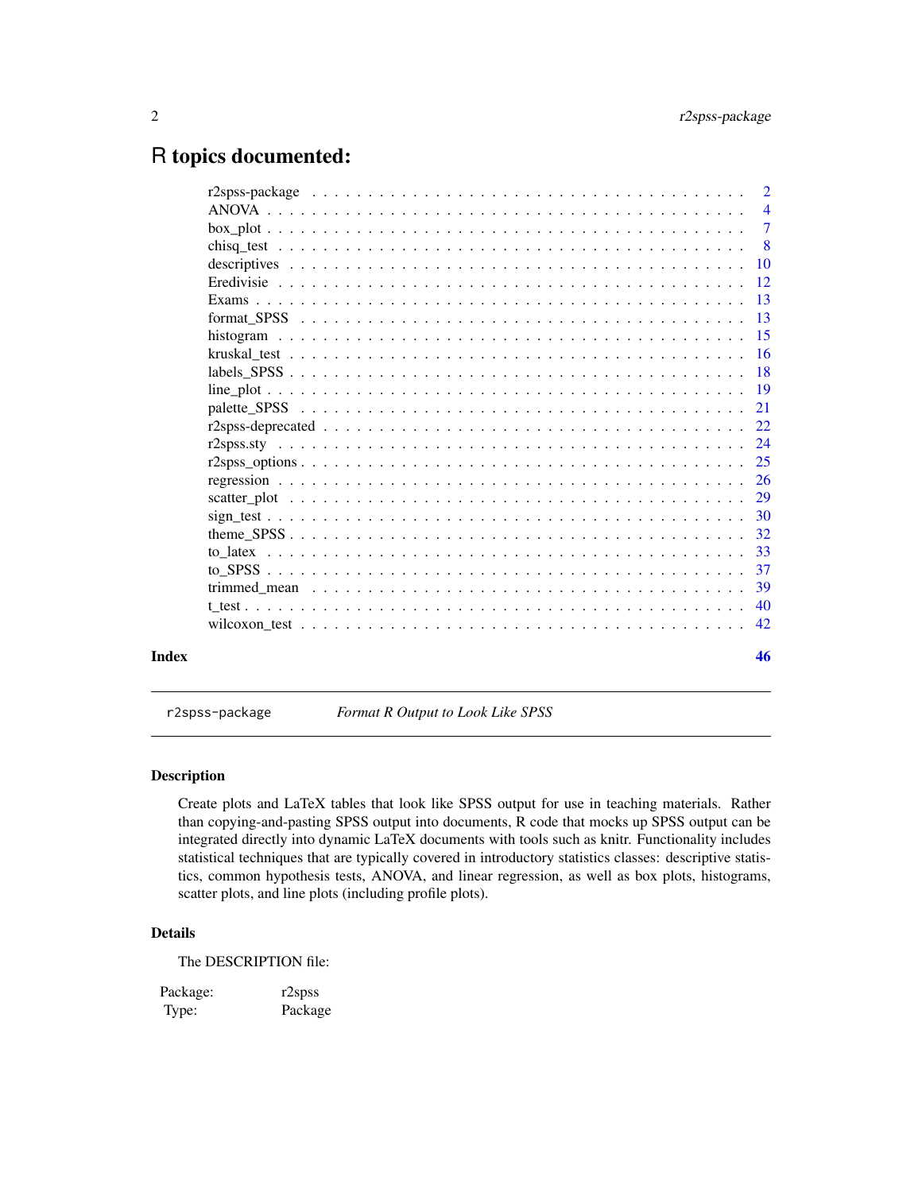# R topics documented:

| | |
|---|---|
| r2spss-package | 2 |
| ANOVA | 4 |
| box_plot | 7 |
| chisq_test | 8 |
| descriptives | 10 |
| Eredivisie | 12 |
| Exams | 13 |
| format_SPSS | 13 |
| histogram | 15 |
| kruskal_test | 16 |
| labels_SPSS | 18 |
| line_plot | 19 |
| palette_SPSS | 21 |
| r2spss-deprecated | 22 |
| r2spss.sty | 24 |
| r2spss_options | 25 |
| regression | 26 |
| scatter_plot | 29 |
| sign_test | 30 |
| theme_SPSS | 32 |
| to_latex | 33 |
| to_SPSS | 37 |
| trimmed_mean | 39 |
| t_test | 40 |
| wilcoxon_test | 42 |

**Index** **46**

---

`r2spss-package` *Format R Output to Look Like SPSS*

---

### Description

Create plots and LaTeX tables that look like SPSS output for use in teaching materials. Rather than copying-and-pasting SPSS output into documents, R code that mocks up SPSS output can be integrated directly into dynamic LaTeX documents with tools such as knitr. Functionality includes statistical techniques that are typically covered in introductory statistics classes: descriptive statistics, common hypothesis tests, ANOVA, and linear regression, as well as box plots, histograms, scatter plots, and line plots (including profile plots).

### Details

The DESCRIPTION file:

| | |
|---|---|
| Package: | r2spss |
| Type: | Package |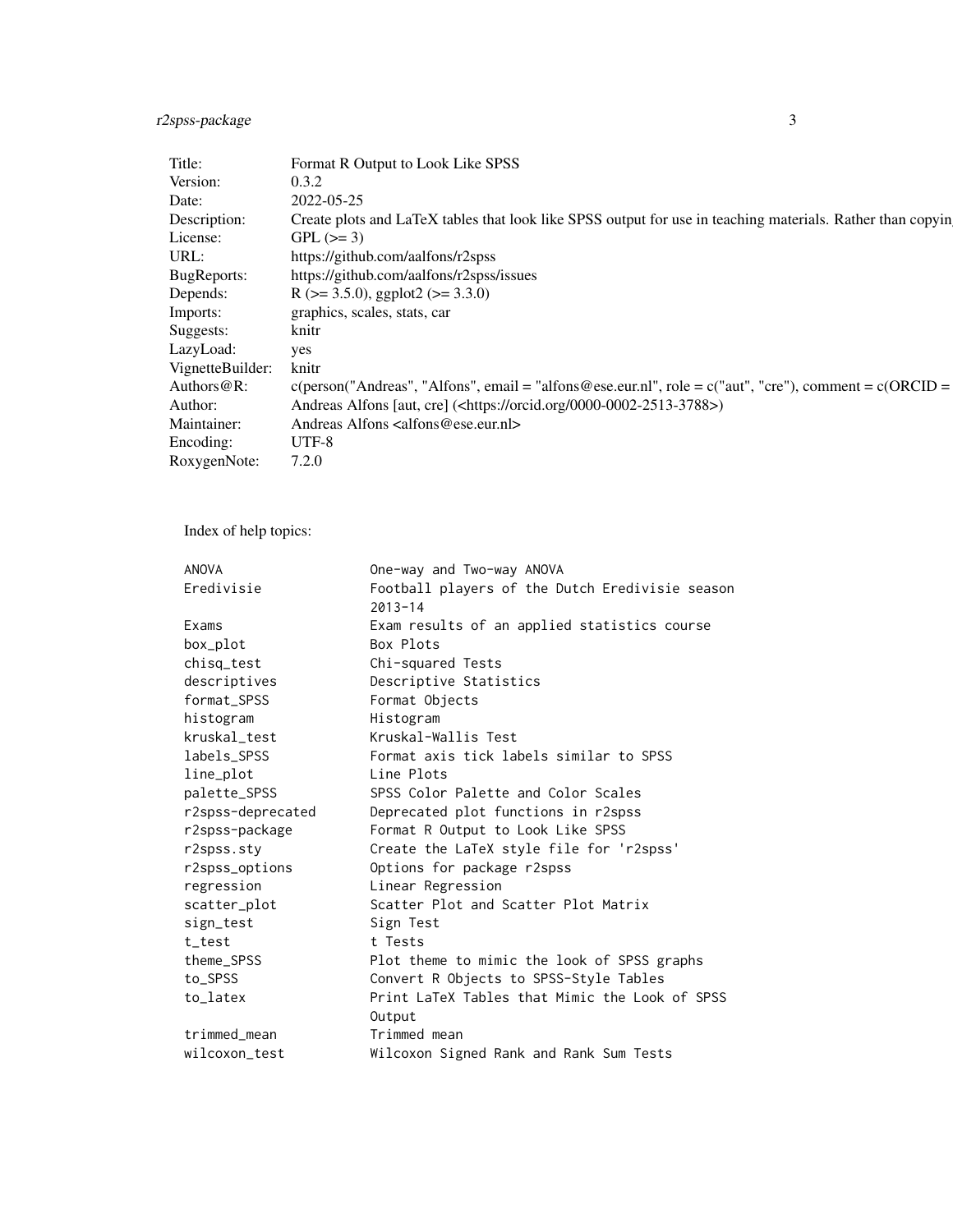| | |
|---|---|
| Title: | Format R Output to Look Like SPSS |
| Version: | 0.3.2 |
| Date: | 2022-05-25 |
| Description: | Create plots and LaTeX tables that look like SPSS output for use in teaching materials. Rather than copyin |
| License: | GPL (>= 3) |
| URL: | https://github.com/aalfons/r2spss |
| BugReports: | https://github.com/aalfons/r2spss/issues |
| Depends: | R (>= 3.5.0), ggplot2 (>= 3.3.0) |
| Imports: | graphics, scales, stats, car |
| Suggests: | knitr |
| LazyLoad: | yes |
| VignetteBuilder: | knitr |
| Authors@R: | c(person("Andreas", "Alfons", email = "alfons@ese.eur.nl", role = c("aut", "cre"), comment = c(ORCID = |
| Author: | Andreas Alfons [aut, cre] (<https://orcid.org/0000-0002-2513-3788>) |
| Maintainer: | Andreas Alfons <alfons@ese.eur.nl> |
| Encoding: | UTF-8 |
| RoxygenNote: | 7.2.0 |

Index of help topics:

```
ANOVA                   One-way and Two-way ANOVA
Eredivisie              Football players of the Dutch Eredivisie season
                        2013-14
Exams                   Exam results of an applied statistics course
box_plot                Box Plots
chisq_test              Chi-squared Tests
descriptives            Descriptive Statistics
format_SPSS             Format Objects
histogram               Histogram
kruskal_test            Kruskal-Wallis Test
labels_SPSS             Format axis tick labels similar to SPSS
line_plot               Line Plots
palette_SPSS            SPSS Color Palette and Color Scales
r2spss-deprecated       Deprecated plot functions in r2spss
r2spss-package          Format R Output to Look Like SPSS
r2spss.sty              Create the LaTeX style file for 'r2spss'
r2spss_options          Options for package r2spss
regression              Linear Regression
scatter_plot            Scatter Plot and Scatter Plot Matrix
sign_test               Sign Test
t_test                  t Tests
theme_SPSS              Plot theme to mimic the look of SPSS graphs
to_SPSS                 Convert R Objects to SPSS-Style Tables
to_latex                Print LaTeX Tables that Mimic the Look of SPSS
                        Output
trimmed_mean            Trimmed mean
wilcoxon_test           Wilcoxon Signed Rank and Rank Sum Tests
```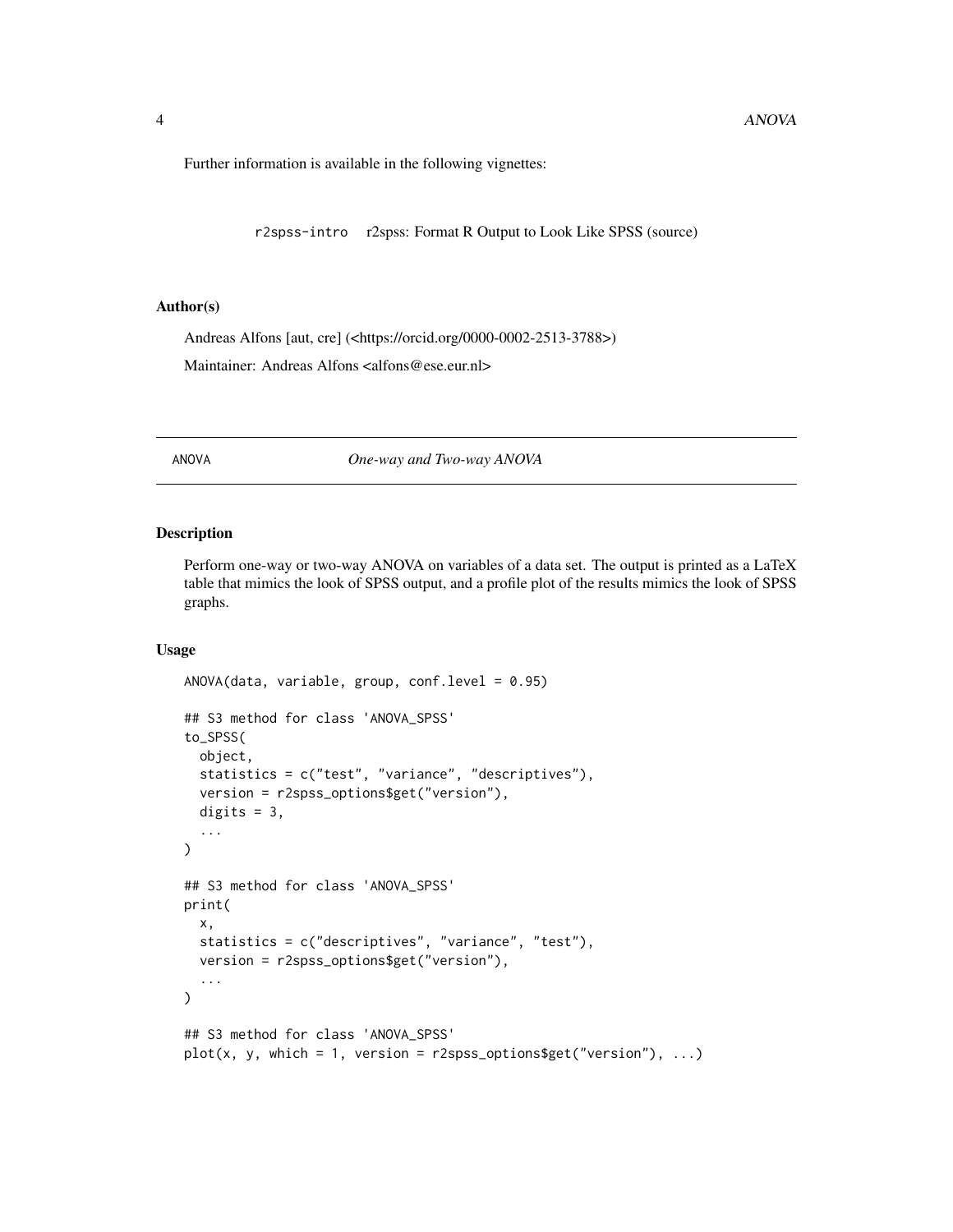Further information is available in the following vignettes:

| | |
|---|---|
| r2spss-intro | r2spss: Format R Output to Look Like SPSS (source) |

### Author(s)

Andreas Alfons [aut, cre] (<https://orcid.org/0000-0002-2513-3788>)

Maintainer: Andreas Alfons <alfons@ese.eur.nl>

---

## ANOVA — *One-way and Two-way ANOVA*

---

### Description

Perform one-way or two-way ANOVA on variables of a data set. The output is printed as a LaTeX table that mimics the look of SPSS output, and a profile plot of the results mimics the look of SPSS graphs.

### Usage

```
ANOVA(data, variable, group, conf.level = 0.95)

## S3 method for class 'ANOVA_SPSS'
to_SPSS(
  object,
  statistics = c("test", "variance", "descriptives"),
  version = r2spss_options$get("version"),
  digits = 3,
  ...
)

## S3 method for class 'ANOVA_SPSS'
print(
  x,
  statistics = c("descriptives", "variance", "test"),
  version = r2spss_options$get("version"),
  ...
)

## S3 method for class 'ANOVA_SPSS'
plot(x, y, which = 1, version = r2spss_options$get("version"), ...)
```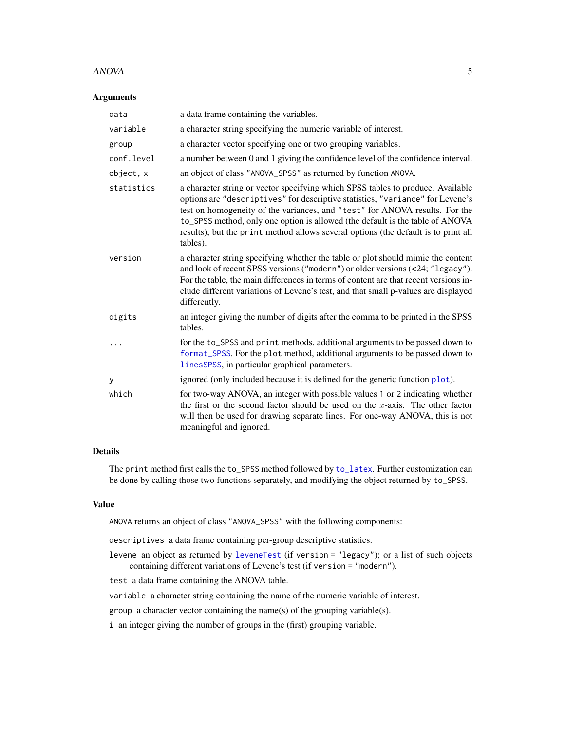### Arguments

| | |
|---|---|
| `data` | a data frame containing the variables. |
| `variable` | a character string specifying the numeric variable of interest. |
| `group` | a character vector specifying one or two grouping variables. |
| `conf.level` | a number between 0 and 1 giving the confidence level of the confidence interval. |
| `object, x` | an object of class `"ANOVA_SPSS"` as returned by function `ANOVA`. |
| `statistics` | a character string or vector specifying which SPSS tables to produce. Available options are `"descriptives"` for descriptive statistics, `"variance"` for Levene's test on homogeneity of the variances, and `"test"` for ANOVA results. For the `to_SPSS` method, only one option is allowed (the default is the table of ANOVA results), but the `print` method allows several options (the default is to print all tables). |
| `version` | a character string specifying whether the table or plot should mimic the content and look of recent SPSS versions (`"modern"`) or older versions (<24; `"legacy"`). For the table, the main differences in terms of content are that recent versions include different variations of Levene's test, and that small p-values are displayed differently. |
| `digits` | an integer giving the number of digits after the comma to be printed in the SPSS tables. |
| `...` | for the `to_SPSS` and `print` methods, additional arguments to be passed down to `format_SPSS`. For the `plot` method, additional arguments to be passed down to `linesSPSS`, in particular graphical parameters. |
| `y` | ignored (only included because it is defined for the generic function `plot`). |
| `which` | for two-way ANOVA, an integer with possible values `1` or `2` indicating whether the first or the second factor should be used on the $x$-axis. The other factor will then be used for drawing separate lines. For one-way ANOVA, this is not meaningful and ignored. |

### Details

The `print` method first calls the `to_SPSS` method followed by `to_latex`. Further customization can be done by calling those two functions separately, and modifying the object returned by `to_SPSS`.

### Value

`ANOVA` returns an object of class `"ANOVA_SPSS"` with the following components:

`descriptives` a data frame containing per-group descriptive statistics.

`levene` an object as returned by `leveneTest` (if `version = "legacy"`); or a list of such objects containing different variations of Levene's test (if `version = "modern"`).

`test` a data frame containing the ANOVA table.

`variable` a character string containing the name of the numeric variable of interest.

`group` a character vector containing the name(s) of the grouping variable(s).

`i` an integer giving the number of groups in the (first) grouping variable.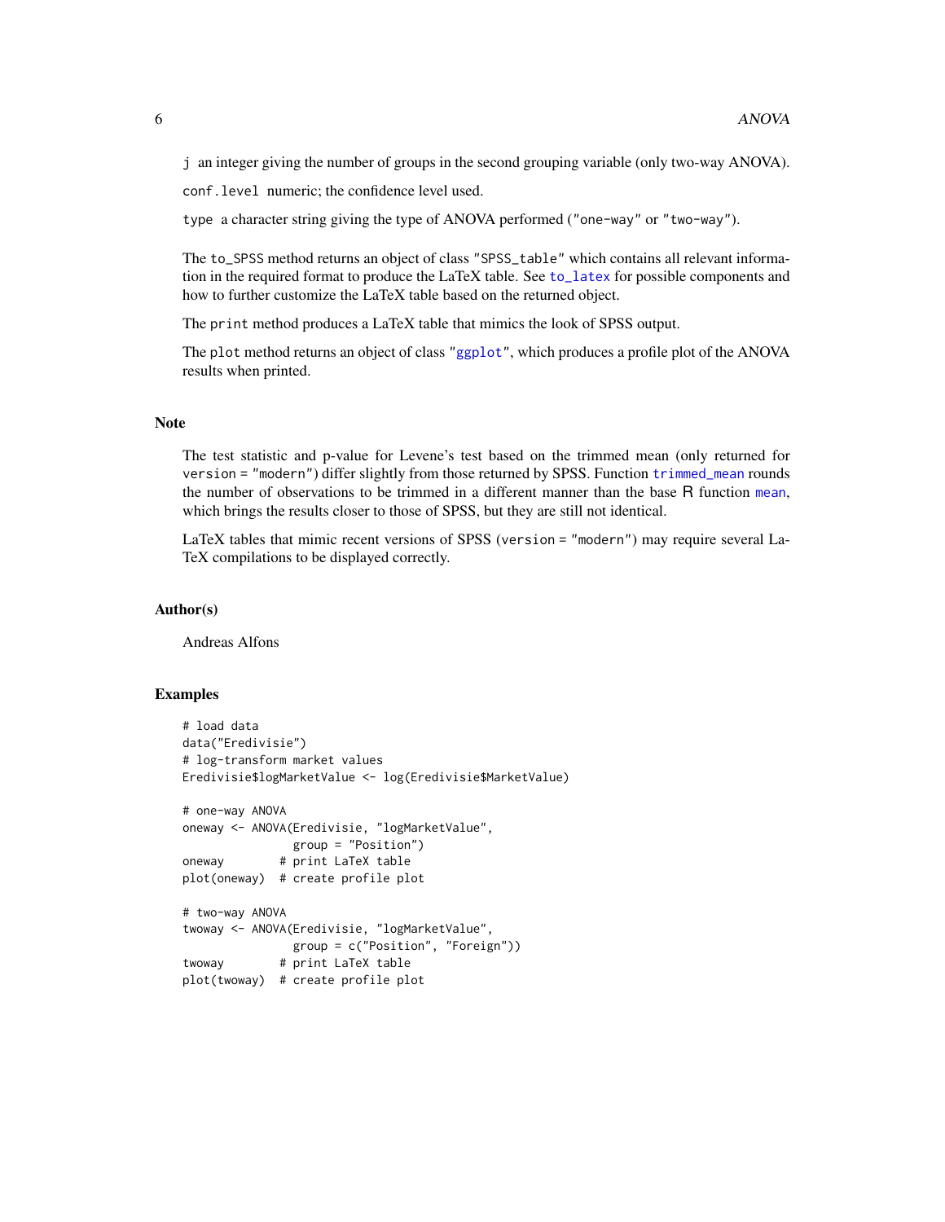j an integer giving the number of groups in the second grouping variable (only two-way ANOVA).

conf.level numeric; the confidence level used.

type a character string giving the type of ANOVA performed ("one-way" or "two-way").

The to_SPSS method returns an object of class "SPSS_table" which contains all relevant information in the required format to produce the LaTeX table. See to_latex for possible components and how to further customize the LaTeX table based on the returned object.

The print method produces a LaTeX table that mimics the look of SPSS output.

The plot method returns an object of class "ggplot", which produces a profile plot of the ANOVA results when printed.

## Note

The test statistic and p-value for Levene's test based on the trimmed mean (only returned for version = "modern") differ slightly from those returned by SPSS. Function trimmed_mean rounds the number of observations to be trimmed in a different manner than the base R function mean, which brings the results closer to those of SPSS, but they are still not identical.

LaTeX tables that mimic recent versions of SPSS (version = "modern") may require several LaTeX compilations to be displayed correctly.

## Author(s)

Andreas Alfons

## Examples

```
# load data
data("Eredivisie")
# log-transform market values
Eredivisie$logMarketValue <- log(Eredivisie$MarketValue)

# one-way ANOVA
oneway <- ANOVA(Eredivisie, "logMarketValue",
                group = "Position")
oneway        # print LaTeX table
plot(oneway)  # create profile plot

# two-way ANOVA
twoway <- ANOVA(Eredivisie, "logMarketValue",
                group = c("Position", "Foreign"))
twoway        # print LaTeX table
plot(twoway)  # create profile plot
```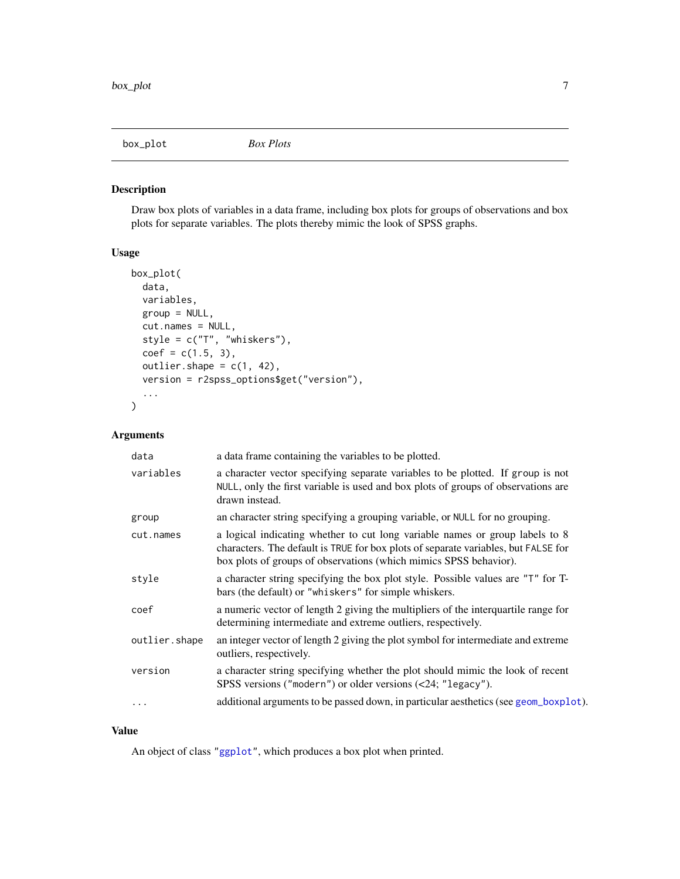## box_plot *Box Plots*

### Description

Draw box plots of variables in a data frame, including box plots for groups of observations and box plots for separate variables. The plots thereby mimic the look of SPSS graphs.

### Usage

```
box_plot(
  data,
  variables,
  group = NULL,
  cut.names = NULL,
  style = c("T", "whiskers"),
  coef = c(1.5, 3),
  outlier.shape = c(1, 42),
  version = r2spss_options$get("version"),
  ...
)
```

### Arguments

| | |
|---|---|
| `data` | a data frame containing the variables to be plotted. |
| `variables` | a character vector specifying separate variables to be plotted. If `group` is not `NULL`, only the first variable is used and box plots of groups of observations are drawn instead. |
| `group` | an character string specifying a grouping variable, or `NULL` for no grouping. |
| `cut.names` | a logical indicating whether to cut long variable names or group labels to 8 characters. The default is `TRUE` for box plots of separate variables, but `FALSE` for box plots of groups of observations (which mimics SPSS behavior). |
| `style` | a character string specifying the box plot style. Possible values are `"T"` for T-bars (the default) or `"whiskers"` for simple whiskers. |
| `coef` | a numeric vector of length 2 giving the multipliers of the interquartile range for determining intermediate and extreme outliers, respectively. |
| `outlier.shape` | an integer vector of length 2 giving the plot symbol for intermediate and extreme outliers, respectively. |
| `version` | a character string specifying whether the plot should mimic the look of recent SPSS versions (`"modern"`) or older versions (<24; `"legacy"`). |
| `...` | additional arguments to be passed down, in particular aesthetics (see `geom_boxplot`). |

### Value

An object of class `"ggplot"`, which produces a box plot when printed.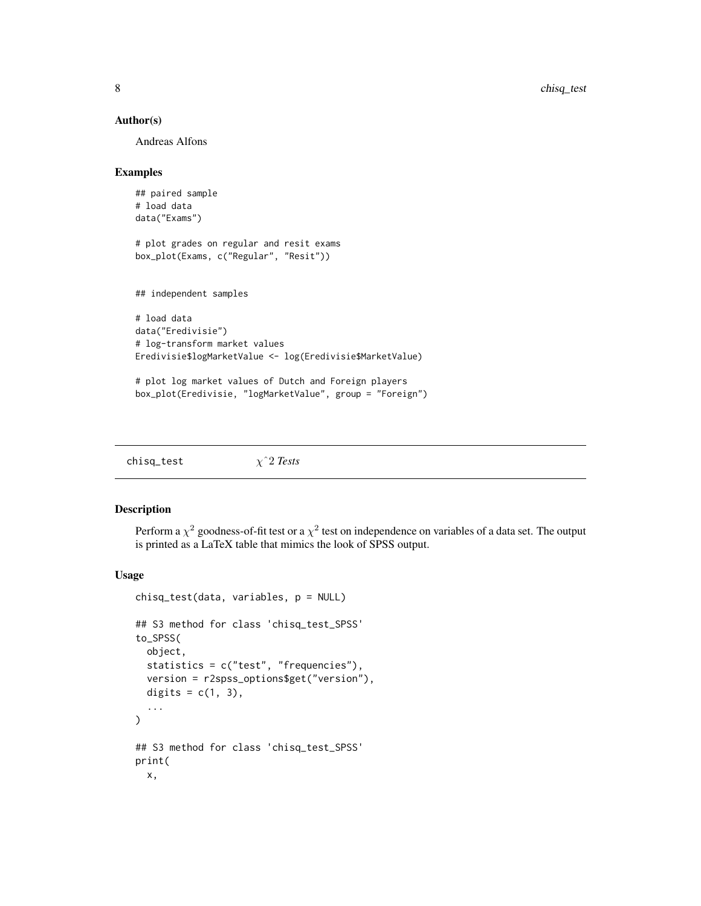## Author(s)

Andreas Alfons

## Examples

```
## paired sample
# load data
data("Exams")

# plot grades on regular and resit exams
box_plot(Exams, c("Regular", "Resit"))


## independent samples

# load data
data("Eredivisie")
# log-transform market values
Eredivisie$logMarketValue <- log(Eredivisie$MarketValue)

# plot log market values of Dutch and Foreign players
box_plot(Eredivisie, "logMarketValue", group = "Foreign")
```

---

chisq_test    *$\chi$^2 Tests*

---

## Description

Perform a $\chi^2$ goodness-of-fit test or a $\chi^2$ test on independence on variables of a data set. The output is printed as a LaTeX table that mimics the look of SPSS output.

## Usage

```
chisq_test(data, variables, p = NULL)

## S3 method for class 'chisq_test_SPSS'
to_SPSS(
  object,
  statistics = c("test", "frequencies"),
  version = r2spss_options$get("version"),
  digits = c(1, 3),
  ...
)

## S3 method for class 'chisq_test_SPSS'
print(
  x,
```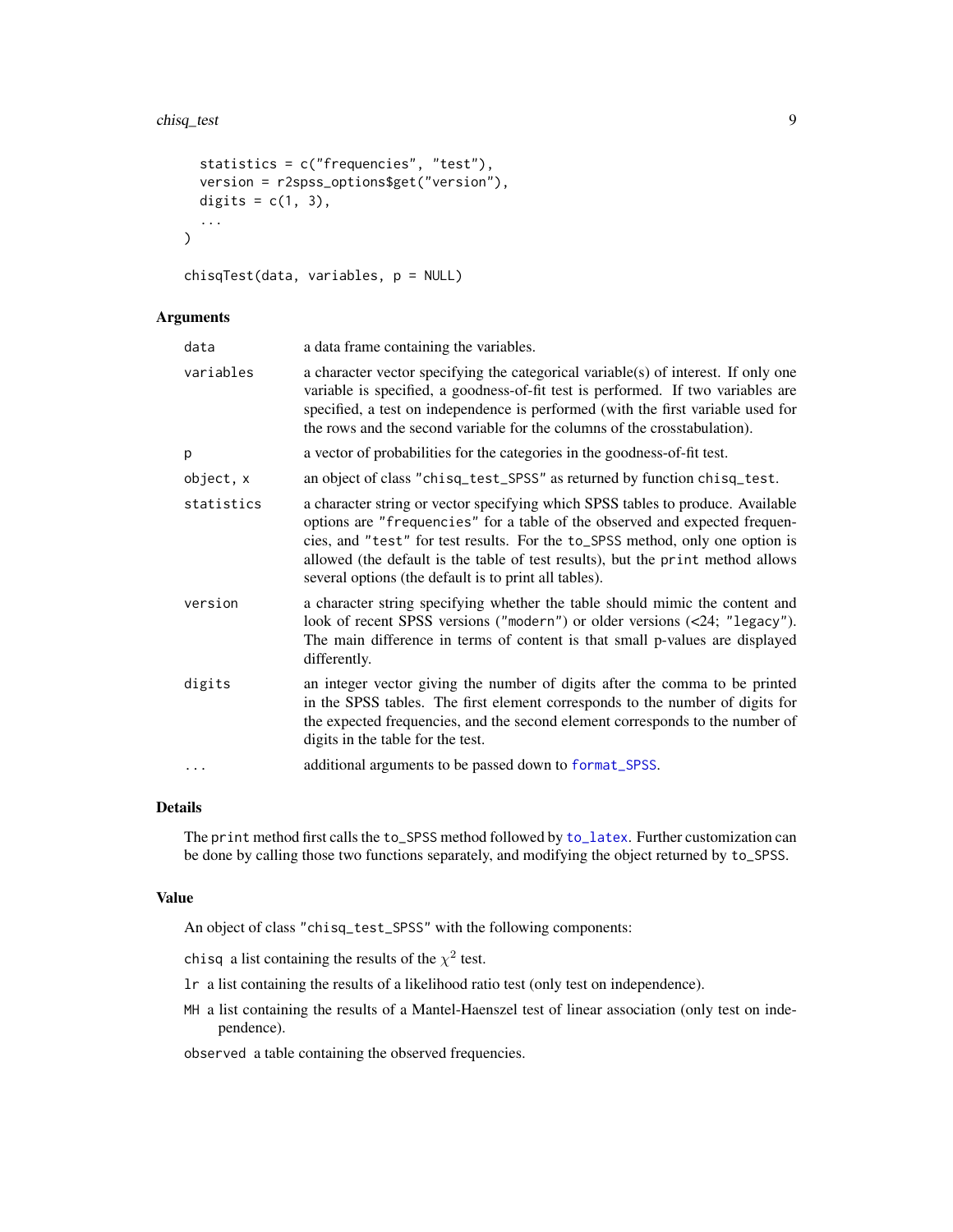```
  statistics = c("frequencies", "test"),
  version = r2spss_options$get("version"),
  digits = c(1, 3),
  ...
)

chisqTest(data, variables, p = NULL)
```

### Arguments

| | |
|---|---|
| `data` | a data frame containing the variables. |
| `variables` | a character vector specifying the categorical variable(s) of interest. If only one variable is specified, a goodness-of-fit test is performed. If two variables are specified, a test on independence is performed (with the first variable used for the rows and the second variable for the columns of the crosstabulation). |
| `p` | a vector of probabilities for the categories in the goodness-of-fit test. |
| `object, x` | an object of class `"chisq_test_SPSS"` as returned by function `chisq_test`. |
| `statistics` | a character string or vector specifying which SPSS tables to produce. Available options are `"frequencies"` for a table of the observed and expected frequencies, and `"test"` for test results. For the `to_SPSS` method, only one option is allowed (the default is the table of test results), but the `print` method allows several options (the default is to print all tables). |
| `version` | a character string specifying whether the table should mimic the content and look of recent SPSS versions (`"modern"`) or older versions (<24; `"legacy"`). The main difference in terms of content is that small p-values are displayed differently. |
| `digits` | an integer vector giving the number of digits after the comma to be printed in the SPSS tables. The first element corresponds to the number of digits for the expected frequencies, and the second element corresponds to the number of digits in the table for the test. |
| `...` | additional arguments to be passed down to `format_SPSS`. |

### Details

The `print` method first calls the `to_SPSS` method followed by `to_latex`. Further customization can be done by calling those two functions separately, and modifying the object returned by `to_SPSS`.

### Value

An object of class `"chisq_test_SPSS"` with the following components:

`chisq` a list containing the results of the $\chi^2$ test.

`lr` a list containing the results of a likelihood ratio test (only test on independence).

`MH` a list containing the results of a Mantel-Haenszel test of linear association (only test on independence).

`observed` a table containing the observed frequencies.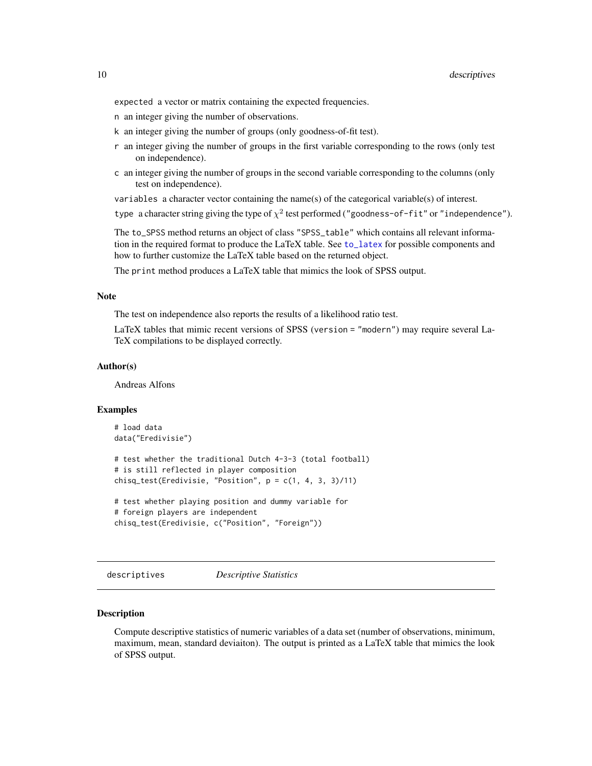expected a vector or matrix containing the expected frequencies.

n an integer giving the number of observations.

k an integer giving the number of groups (only goodness-of-fit test).

r an integer giving the number of groups in the first variable corresponding to the rows (only test on independence).

c an integer giving the number of groups in the second variable corresponding to the columns (only test on independence).

variables a character vector containing the name(s) of the categorical variable(s) of interest.

type a character string giving the type of $\chi^2$ test performed ("goodness-of-fit" or "independence").

The to_SPSS method returns an object of class "SPSS_table" which contains all relevant information in the required format to produce the LaTeX table. See to_latex for possible components and how to further customize the LaTeX table based on the returned object.

The print method produces a LaTeX table that mimics the look of SPSS output.

### Note

The test on independence also reports the results of a likelihood ratio test.

LaTeX tables that mimic recent versions of SPSS (version = "modern") may require several LaTeX compilations to be displayed correctly.

### Author(s)

Andreas Alfons

### Examples

```
# load data
data("Eredivisie")

# test whether the traditional Dutch 4-3-3 (total football)
# is still reflected in player composition
chisq_test(Eredivisie, "Position", p = c(1, 4, 3, 3)/11)

# test whether playing position and dummy variable for
# foreign players are independent
chisq_test(Eredivisie, c("Position", "Foreign"))
```

## descriptives *Descriptive Statistics*

### Description

Compute descriptive statistics of numeric variables of a data set (number of observations, minimum, maximum, mean, standard deviaiton). The output is printed as a LaTeX table that mimics the look of SPSS output.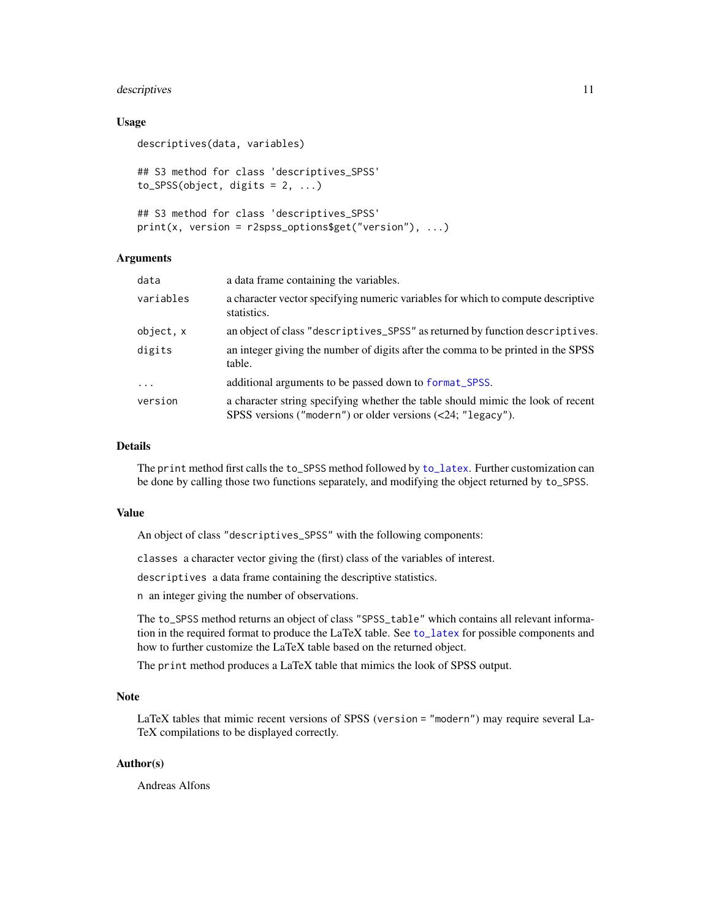### Usage

```
descriptives(data, variables)

## S3 method for class 'descriptives_SPSS'
to_SPSS(object, digits = 2, ...)

## S3 method for class 'descriptives_SPSS'
print(x, version = r2spss_options$get("version"), ...)
```

### Arguments

| | |
|---|---|
| `data` | a data frame containing the variables. |
| `variables` | a character vector specifying numeric variables for which to compute descriptive statistics. |
| `object, x` | an object of class `"descriptives_SPSS"` as returned by function `descriptives`. |
| `digits` | an integer giving the number of digits after the comma to be printed in the SPSS table. |
| `...` | additional arguments to be passed down to `format_SPSS`. |
| `version` | a character string specifying whether the table should mimic the look of recent SPSS versions (`"modern"`) or older versions (<24; `"legacy"`). |

### Details

The `print` method first calls the `to_SPSS` method followed by `to_latex`. Further customization can be done by calling those two functions separately, and modifying the object returned by `to_SPSS`.

### Value

An object of class `"descriptives_SPSS"` with the following components:

`classes` a character vector giving the (first) class of the variables of interest.

`descriptives` a data frame containing the descriptive statistics.

`n` an integer giving the number of observations.

The `to_SPSS` method returns an object of class `"SPSS_table"` which contains all relevant information in the required format to produce the LaTeX table. See `to_latex` for possible components and how to further customize the LaTeX table based on the returned object.

The `print` method produces a LaTeX table that mimics the look of SPSS output.

### Note

LaTeX tables that mimic recent versions of SPSS (`version = "modern"`) may require several LaTeX compilations to be displayed correctly.

### Author(s)

Andreas Alfons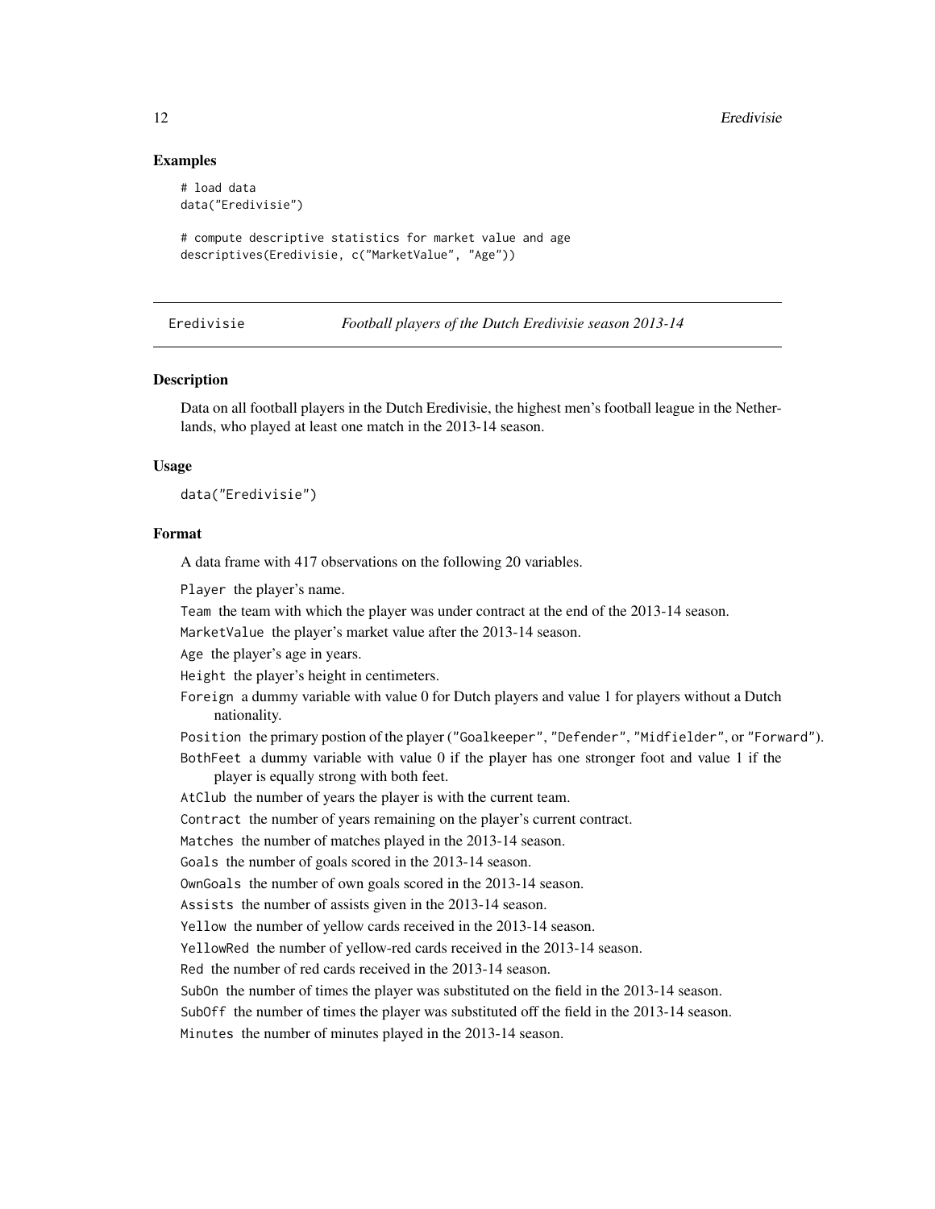### Examples

```
# load data
data("Eredivisie")

# compute descriptive statistics for market value and age
descriptives(Eredivisie, c("MarketValue", "Age"))
```

---

## Eredivisie — *Football players of the Dutch Eredivisie season 2013-14*

---

### Description

Data on all football players in the Dutch Eredivisie, the highest men's football league in the Netherlands, who played at least one match in the 2013-14 season.

### Usage

```
data("Eredivisie")
```

### Format

A data frame with 417 observations on the following 20 variables.

`Player` the player's name.

`Team` the team with which the player was under contract at the end of the 2013-14 season.

`MarketValue` the player's market value after the 2013-14 season.

`Age` the player's age in years.

`Height` the player's height in centimeters.

`Foreign` a dummy variable with value 0 for Dutch players and value 1 for players without a Dutch nationality.

`Position` the primary postion of the player (`"Goalkeeper"`, `"Defender"`, `"Midfielder"`, or `"Forward"`).

`BothFeet` a dummy variable with value 0 if the player has one stronger foot and value 1 if the player is equally strong with both feet.

`AtClub` the number of years the player is with the current team.

`Contract` the number of years remaining on the player's current contract.

`Matches` the number of matches played in the 2013-14 season.

`Goals` the number of goals scored in the 2013-14 season.

`OwnGoals` the number of own goals scored in the 2013-14 season.

`Assists` the number of assists given in the 2013-14 season.

`Yellow` the number of yellow cards received in the 2013-14 season.

`YellowRed` the number of yellow-red cards received in the 2013-14 season.

`Red` the number of red cards received in the 2013-14 season.

`SubOn` the number of times the player was substituted on the field in the 2013-14 season.

`SubOff` the number of times the player was substituted off the field in the 2013-14 season.

`Minutes` the number of minutes played in the 2013-14 season.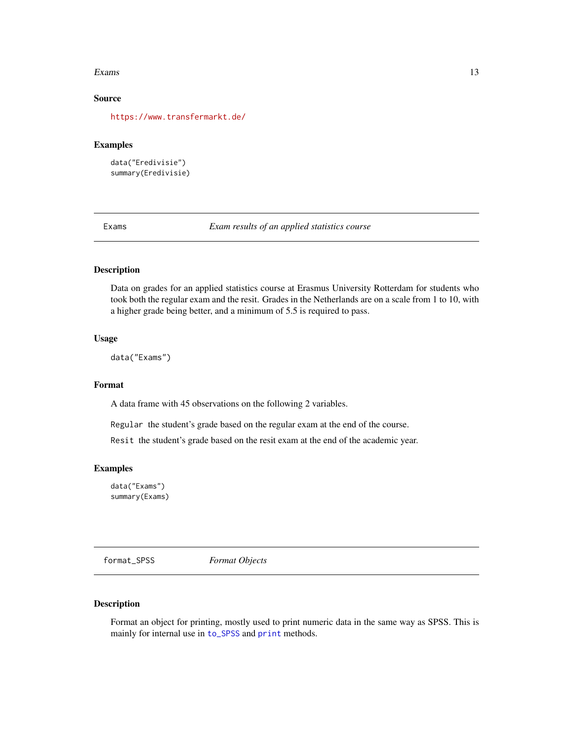### Source

https://www.transfermarkt.de/

### Examples

```
data("Eredivisie")
summary(Eredivisie)
```

---

## Exams — *Exam results of an applied statistics course*

### Description

Data on grades for an applied statistics course at Erasmus University Rotterdam for students who took both the regular exam and the resit. Grades in the Netherlands are on a scale from 1 to 10, with a higher grade being better, and a minimum of 5.5 is required to pass.

### Usage

```
data("Exams")
```

### Format

A data frame with 45 observations on the following 2 variables.

`Regular` the student's grade based on the regular exam at the end of the course.

`Resit` the student's grade based on the resit exam at the end of the academic year.

### Examples

```
data("Exams")
summary(Exams)
```

---

## format_SPSS — *Format Objects*

### Description

Format an object for printing, mostly used to print numeric data in the same way as SPSS. This is mainly for internal use in `to_SPSS` and `print` methods.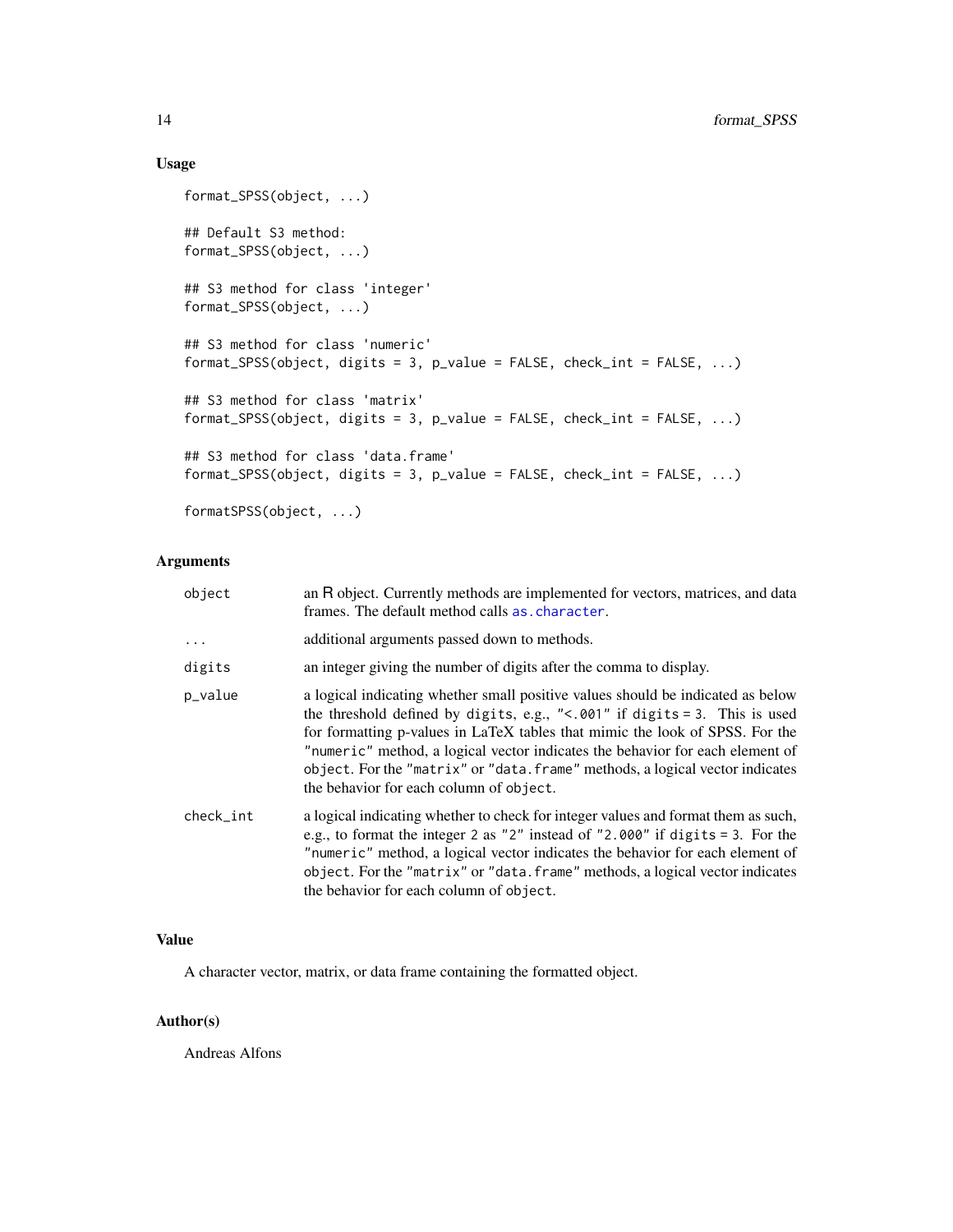### Usage

```
format_SPSS(object, ...)

## Default S3 method:
format_SPSS(object, ...)

## S3 method for class 'integer'
format_SPSS(object, ...)

## S3 method for class 'numeric'
format_SPSS(object, digits = 3, p_value = FALSE, check_int = FALSE, ...)

## S3 method for class 'matrix'
format_SPSS(object, digits = 3, p_value = FALSE, check_int = FALSE, ...)

## S3 method for class 'data.frame'
format_SPSS(object, digits = 3, p_value = FALSE, check_int = FALSE, ...)

formatSPSS(object, ...)
```

### Arguments

| | |
|---|---|
| `object` | an R object. Currently methods are implemented for vectors, matrices, and data frames. The default method calls `as.character`. |
| `...` | additional arguments passed down to methods. |
| `digits` | an integer giving the number of digits after the comma to display. |
| `p_value` | a logical indicating whether small positive values should be indicated as below the threshold defined by `digits`, e.g., `"<.001"` if `digits = 3`. This is used for formatting p-values in LaTeX tables that mimic the look of SPSS. For the `"numeric"` method, a logical vector indicates the behavior for each element of `object`. For the `"matrix"` or `"data.frame"` methods, a logical vector indicates the behavior for each column of `object`. |
| `check_int` | a logical indicating whether to check for integer values and format them as such, e.g., to format the integer `2` as `"2"` instead of `"2.000"` if `digits = 3`. For the `"numeric"` method, a logical vector indicates the behavior for each element of `object`. For the `"matrix"` or `"data.frame"` methods, a logical vector indicates the behavior for each column of `object`. |

### Value

A character vector, matrix, or data frame containing the formatted object.

### Author(s)

Andreas Alfons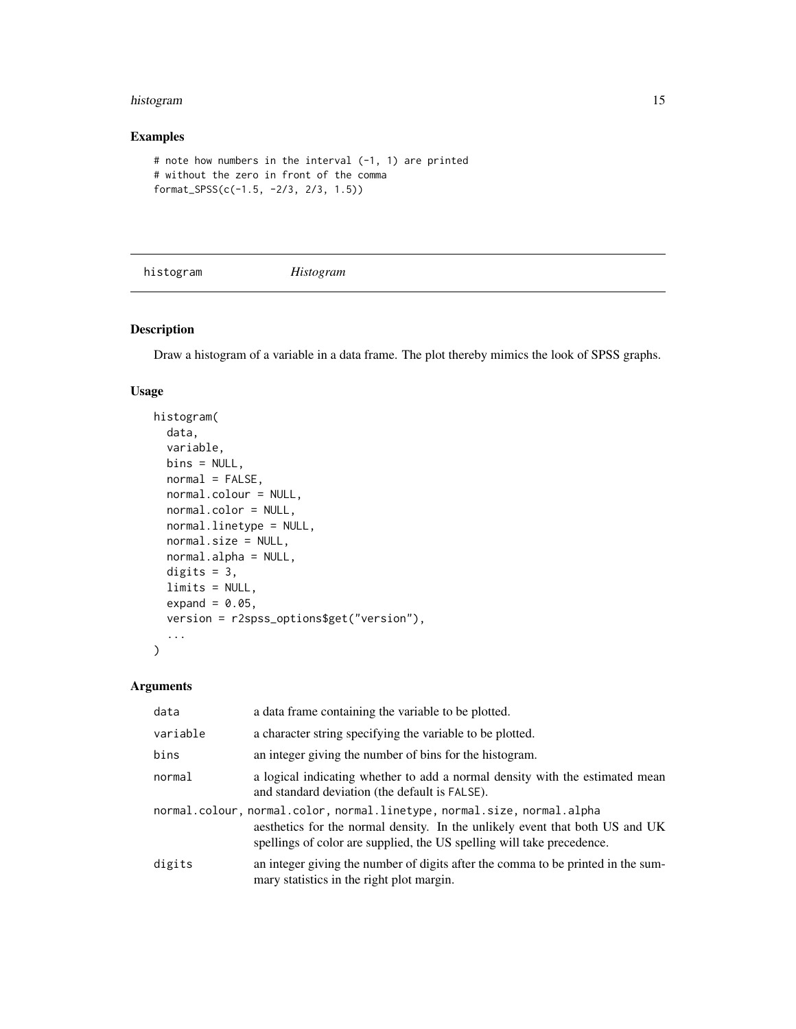## Examples

```
# note how numbers in the interval (-1, 1) are printed
# without the zero in front of the comma
format_SPSS(c(-1.5, -2/3, 2/3, 1.5))
```

---

# histogram *Histogram*

---

## Description

Draw a histogram of a variable in a data frame. The plot thereby mimics the look of SPSS graphs.

## Usage

```
histogram(
  data,
  variable,
  bins = NULL,
  normal = FALSE,
  normal.colour = NULL,
  normal.color = NULL,
  normal.linetype = NULL,
  normal.size = NULL,
  normal.alpha = NULL,
  digits = 3,
  limits = NULL,
  expand = 0.05,
  version = r2spss_options$get("version"),
  ...
)
```

## Arguments

| | |
|---|---|
| `data` | a data frame containing the variable to be plotted. |
| `variable` | a character string specifying the variable to be plotted. |
| `bins` | an integer giving the number of bins for the histogram. |
| `normal` | a logical indicating whether to add a normal density with the estimated mean and standard deviation (the default is `FALSE`). |
| `normal.colour, normal.color, normal.linetype, normal.size, normal.alpha` | aesthetics for the normal density. In the unlikely event that both US and UK spellings of color are supplied, the US spelling will take precedence. |
| `digits` | an integer giving the number of digits after the comma to be printed in the summary statistics in the right plot margin. |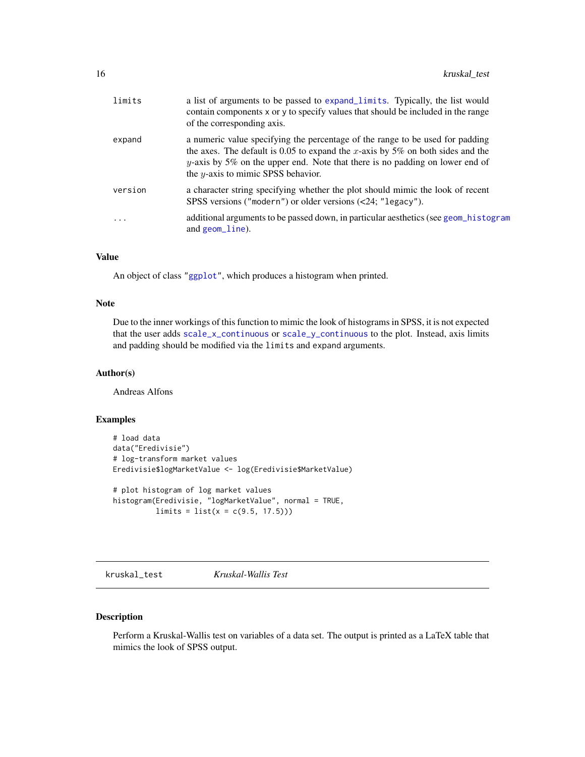| | |
|---|---|
| limits | a list of arguments to be passed to expand_limits. Typically, the list would contain components x or y to specify values that should be included in the range of the corresponding axis. |
| expand | a numeric value specifying the percentage of the range to be used for padding the axes. The default is 0.05 to expand the $x$-axis by 5% on both sides and the $y$-axis by 5% on the upper end. Note that there is no padding on lower end of the $y$-axis to mimic SPSS behavior. |
| version | a character string specifying whether the plot should mimic the look of recent SPSS versions ("modern") or older versions (<24; "legacy"). |
| ... | additional arguments to be passed down, in particular aesthetics (see geom_histogram and geom_line). |

### Value

An object of class "ggplot", which produces a histogram when printed.

### Note

Due to the inner workings of this function to mimic the look of histograms in SPSS, it is not expected that the user adds scale_x_continuous or scale_y_continuous to the plot. Instead, axis limits and padding should be modified via the limits and expand arguments.

### Author(s)

Andreas Alfons

### Examples

```
# load data
data("Eredivisie")
# log-transform market values
Eredivisie$logMarketValue <- log(Eredivisie$MarketValue)

# plot histogram of log market values
histogram(Eredivisie, "logMarketValue", normal = TRUE,
          limits = list(x = c(9.5, 17.5)))
```

---

## kruskal_test *Kruskal-Wallis Test*

### Description

Perform a Kruskal-Wallis test on variables of a data set. The output is printed as a LaTeX table that mimics the look of SPSS output.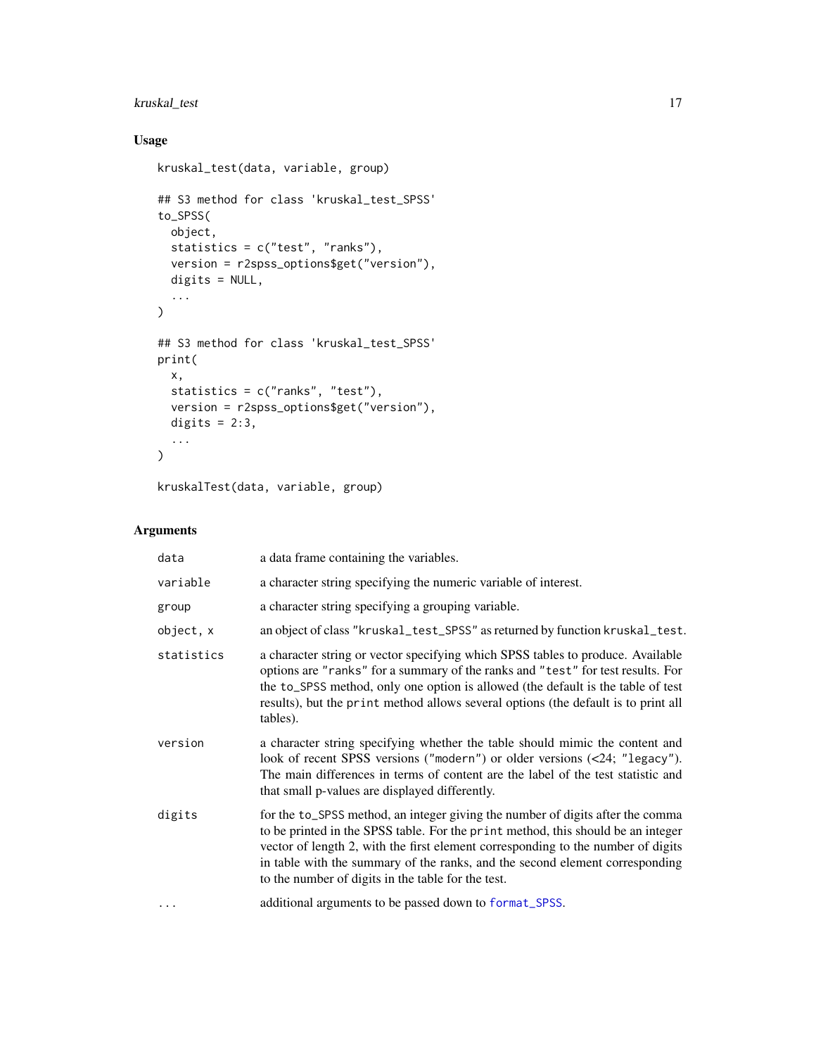## Usage

```
kruskal_test(data, variable, group)

## S3 method for class 'kruskal_test_SPSS'
to_SPSS(
  object,
  statistics = c("test", "ranks"),
  version = r2spss_options$get("version"),
  digits = NULL,
  ...
)

## S3 method for class 'kruskal_test_SPSS'
print(
  x,
  statistics = c("ranks", "test"),
  version = r2spss_options$get("version"),
  digits = 2:3,
  ...
)

kruskalTest(data, variable, group)
```

## Arguments

| | |
|---|---|
| `data` | a data frame containing the variables. |
| `variable` | a character string specifying the numeric variable of interest. |
| `group` | a character string specifying a grouping variable. |
| `object, x` | an object of class `"kruskal_test_SPSS"` as returned by function `kruskal_test`. |
| `statistics` | a character string or vector specifying which SPSS tables to produce. Available options are `"ranks"` for a summary of the ranks and `"test"` for test results. For the `to_SPSS` method, only one option is allowed (the default is the table of test results), but the `print` method allows several options (the default is to print all tables). |
| `version` | a character string specifying whether the table should mimic the content and look of recent SPSS versions (`"modern"`) or older versions (<24; `"legacy"`). The main differences in terms of content are the label of the test statistic and that small p-values are displayed differently. |
| `digits` | for the `to_SPSS` method, an integer giving the number of digits after the comma to be printed in the SPSS table. For the `print` method, this should be an integer vector of length 2, with the first element corresponding to the number of digits in table with the summary of the ranks, and the second element corresponding to the number of digits in the table for the test. |
| `...` | additional arguments to be passed down to `format_SPSS`. |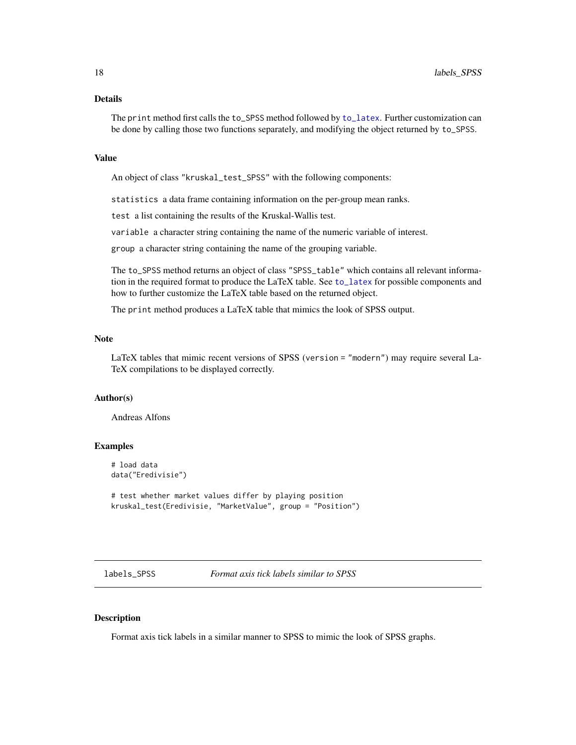### Details

The `print` method first calls the `to_SPSS` method followed by `to_latex`. Further customization can be done by calling those two functions separately, and modifying the object returned by `to_SPSS`.

### Value

An object of class `"kruskal_test_SPSS"` with the following components:

`statistics` a data frame containing information on the per-group mean ranks.

`test` a list containing the results of the Kruskal-Wallis test.

`variable` a character string containing the name of the numeric variable of interest.

`group` a character string containing the name of the grouping variable.

The `to_SPSS` method returns an object of class `"SPSS_table"` which contains all relevant information in the required format to produce the LaTeX table. See `to_latex` for possible components and how to further customize the LaTeX table based on the returned object.

The `print` method produces a LaTeX table that mimics the look of SPSS output.

### Note

LaTeX tables that mimic recent versions of SPSS (`version = "modern"`) may require several LaTeX compilations to be displayed correctly.

### Author(s)

Andreas Alfons

### Examples

```
# load data
data("Eredivisie")

# test whether market values differ by playing position
kruskal_test(Eredivisie, "MarketValue", group = "Position")
```

---

## `labels_SPSS` *Format axis tick labels similar to SPSS*

### Description

Format axis tick labels in a similar manner to SPSS to mimic the look of SPSS graphs.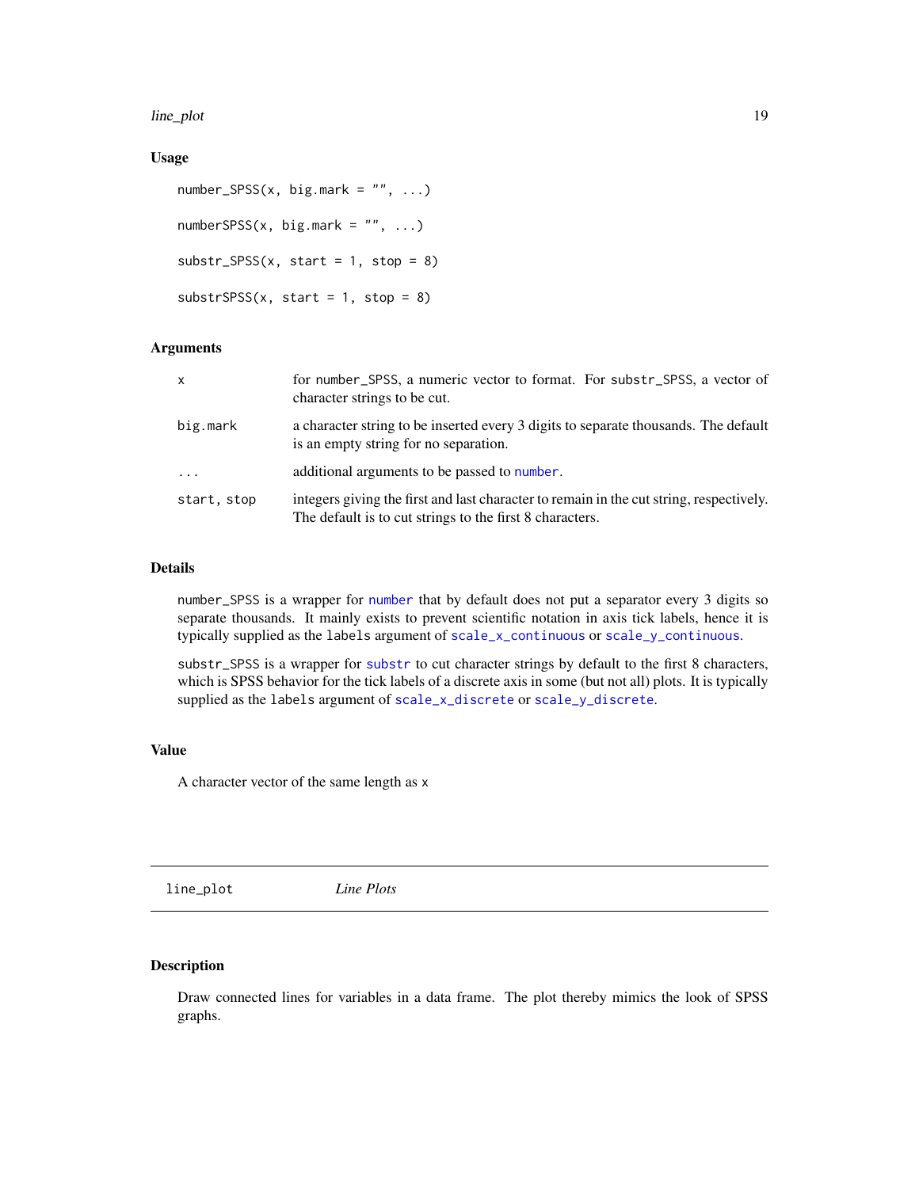### Usage

```
number_SPSS(x, big.mark = "", ...)

numberSPSS(x, big.mark = "", ...)

substr_SPSS(x, start = 1, stop = 8)

substrSPSS(x, start = 1, stop = 8)
```

### Arguments

| | |
|---|---|
| x | for `number_SPSS`, a numeric vector to format. For `substr_SPSS`, a vector of character strings to be cut. |
| big.mark | a character string to be inserted every 3 digits to separate thousands. The default is an empty string for no separation. |
| ... | additional arguments to be passed to `number`. |
| start, stop | integers giving the first and last character to remain in the cut string, respectively. The default is to cut strings to the first 8 characters. |

### Details

`number_SPSS` is a wrapper for `number` that by default does not put a separator every 3 digits so separate thousands. It mainly exists to prevent scientific notation in axis tick labels, hence it is typically supplied as the `labels` argument of `scale_x_continuous` or `scale_y_continuous`.

`substr_SPSS` is a wrapper for `substr` to cut character strings by default to the first 8 characters, which is SPSS behavior for the tick labels of a discrete axis in some (but not all) plots. It is typically supplied as the `labels` argument of `scale_x_discrete` or `scale_y_discrete`.

### Value

A character vector of the same length as `x`

---

## line_plot *Line Plots*

### Description

Draw connected lines for variables in a data frame. The plot thereby mimics the look of SPSS graphs.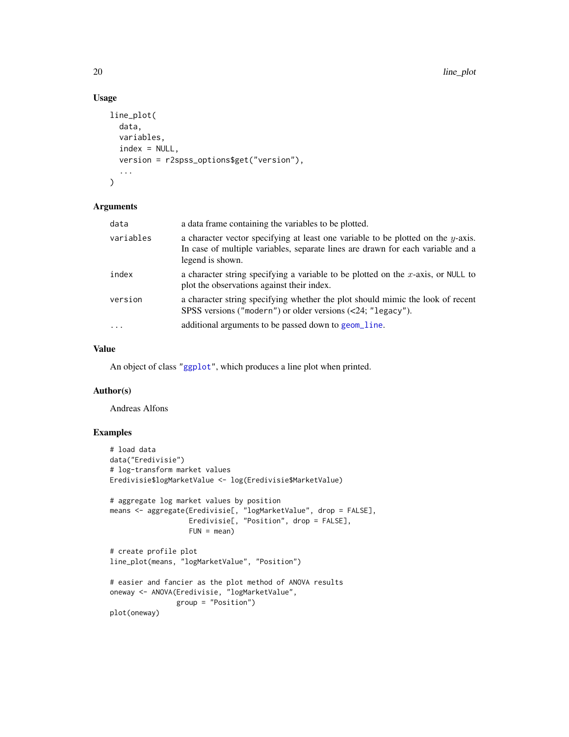### Usage

```
line_plot(
  data,
  variables,
  index = NULL,
  version = r2spss_options$get("version"),
  ...
)
```

### Arguments

| | |
|---|---|
| `data` | a data frame containing the variables to be plotted. |
| `variables` | a character vector specifying at least one variable to be plotted on the $y$-axis. In case of multiple variables, separate lines are drawn for each variable and a legend is shown. |
| `index` | a character string specifying a variable to be plotted on the $x$-axis, or `NULL` to plot the observations against their index. |
| `version` | a character string specifying whether the plot should mimic the look of recent SPSS versions (`"modern"`) or older versions (<24; `"legacy"`). |
| `...` | additional arguments to be passed down to `geom_line`. |

### Value

An object of class `"ggplot"`, which produces a line plot when printed.

### Author(s)

Andreas Alfons

### Examples

```
# load data
data("Eredivisie")
# log-transform market values
Eredivisie$logMarketValue <- log(Eredivisie$MarketValue)

# aggregate log market values by position
means <- aggregate(Eredivisie[, "logMarketValue", drop = FALSE],
                   Eredivisie[, "Position", drop = FALSE],
                   FUN = mean)

# create profile plot
line_plot(means, "logMarketValue", "Position")

# easier and fancier as the plot method of ANOVA results
oneway <- ANOVA(Eredivisie, "logMarketValue",
                group = "Position")
plot(oneway)
```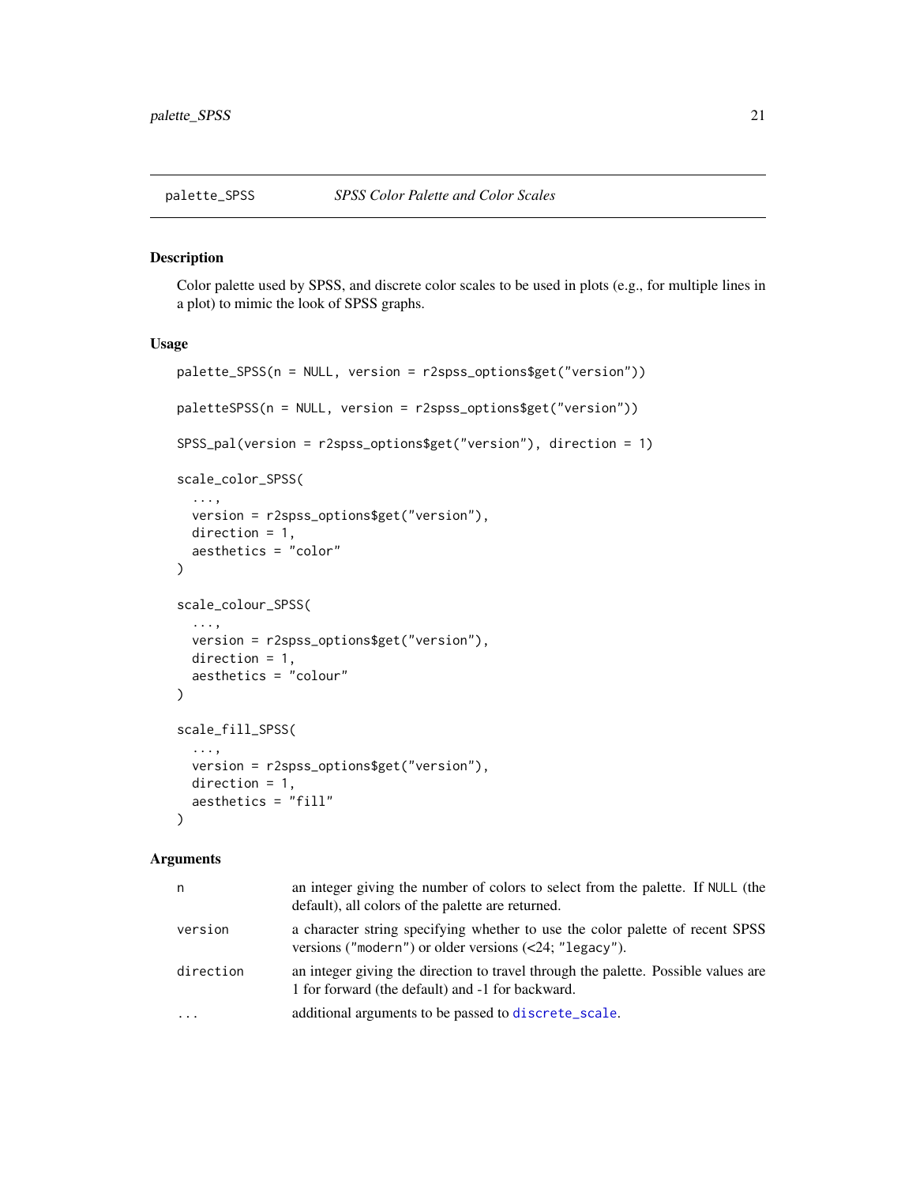palette_SPSS    *SPSS Color Palette and Color Scales*

## Description

Color palette used by SPSS, and discrete color scales to be used in plots (e.g., for multiple lines in a plot) to mimic the look of SPSS graphs.

## Usage

```
palette_SPSS(n = NULL, version = r2spss_options$get("version"))

paletteSPSS(n = NULL, version = r2spss_options$get("version"))

SPSS_pal(version = r2spss_options$get("version"), direction = 1)

scale_color_SPSS(
  ...,
  version = r2spss_options$get("version"),
  direction = 1,
  aesthetics = "color"
)

scale_colour_SPSS(
  ...,
  version = r2spss_options$get("version"),
  direction = 1,
  aesthetics = "colour"
)

scale_fill_SPSS(
  ...,
  version = r2spss_options$get("version"),
  direction = 1,
  aesthetics = "fill"
)
```

## Arguments

| | |
|---|---|
| n | an integer giving the number of colors to select from the palette. If NULL (the default), all colors of the palette are returned. |
| version | a character string specifying whether to use the color palette of recent SPSS versions ("modern") or older versions (<24; "legacy"). |
| direction | an integer giving the direction to travel through the palette. Possible values are 1 for forward (the default) and -1 for backward. |
| ... | additional arguments to be passed to discrete_scale. |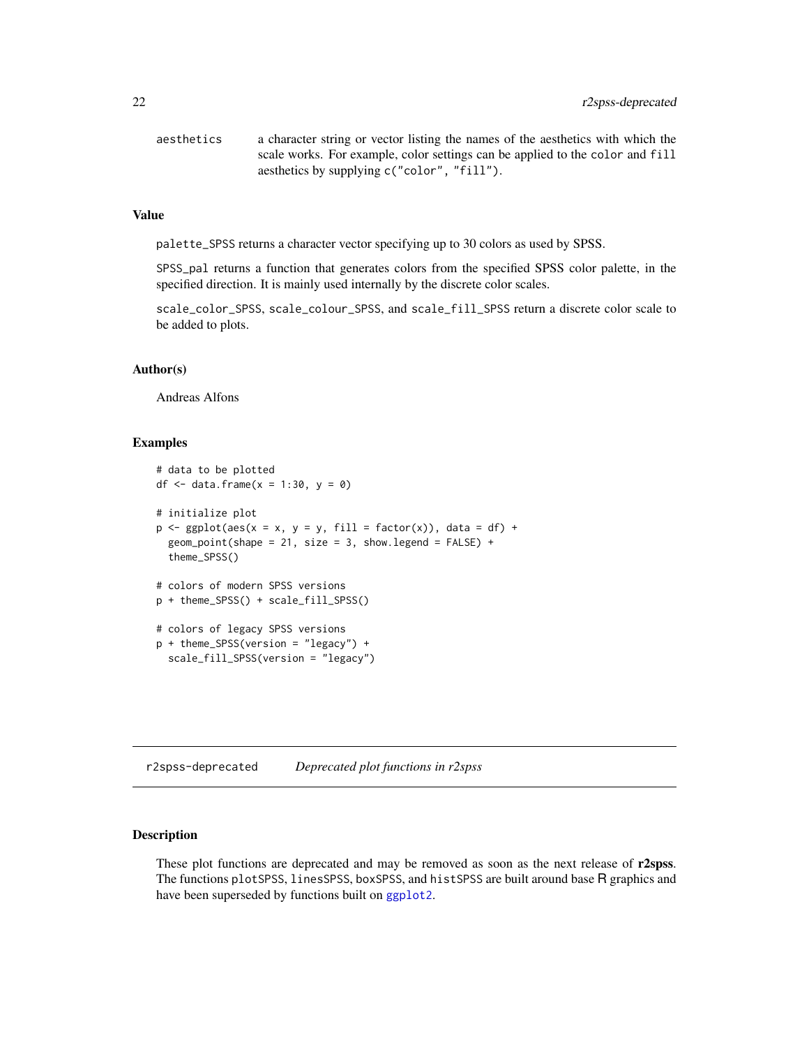| | |
|---|---|
| `aesthetics` | a character string or vector listing the names of the aesthetics with which the scale works. For example, color settings can be applied to the `color` and `fill` aesthetics by supplying `c("color", "fill")`. |

### Value

`palette_SPSS` returns a character vector specifying up to 30 colors as used by SPSS.

`SPSS_pal` returns a function that generates colors from the specified SPSS color palette, in the specified direction. It is mainly used internally by the discrete color scales.

`scale_color_SPSS`, `scale_colour_SPSS`, and `scale_fill_SPSS` return a discrete color scale to be added to plots.

### Author(s)

Andreas Alfons

### Examples

```
# data to be plotted
df <- data.frame(x = 1:30, y = 0)

# initialize plot
p <- ggplot(aes(x = x, y = y, fill = factor(x)), data = df) +
  geom_point(shape = 21, size = 3, show.legend = FALSE) +
  theme_SPSS()

# colors of modern SPSS versions
p + theme_SPSS() + scale_fill_SPSS()

# colors of legacy SPSS versions
p + theme_SPSS(version = "legacy") +
  scale_fill_SPSS(version = "legacy")
```

---

## r2spss-deprecated &nbsp;&nbsp;&nbsp; *Deprecated plot functions in r2spss*

### Description

These plot functions are deprecated and may be removed as soon as the next release of **r2spss**. The functions `plotSPSS`, `linesSPSS`, `boxSPSS`, and `histSPSS` are built around base R graphics and have been superseded by functions built on `ggplot2`.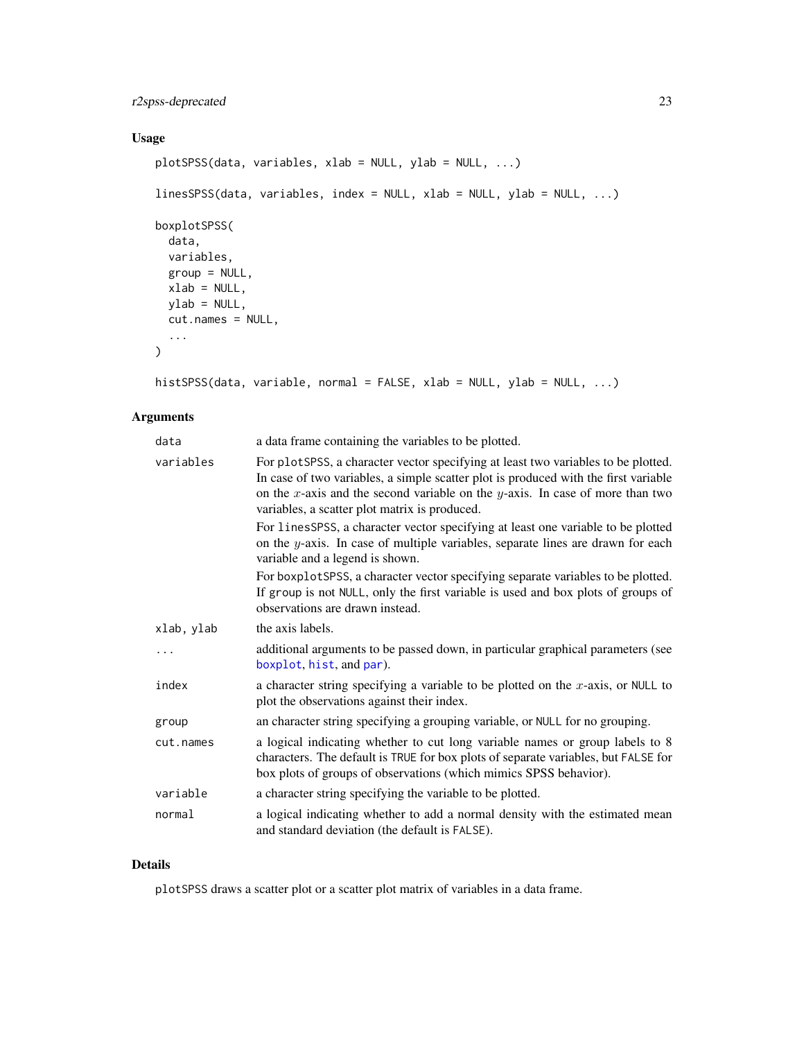## Usage

```
plotSPSS(data, variables, xlab = NULL, ylab = NULL, ...)

linesSPSS(data, variables, index = NULL, xlab = NULL, ylab = NULL, ...)

boxplotSPSS(
  data,
  variables,
  group = NULL,
  xlab = NULL,
  ylab = NULL,
  cut.names = NULL,
  ...
)

histSPSS(data, variable, normal = FALSE, xlab = NULL, ylab = NULL, ...)
```

## Arguments

| | |
|---|---|
| `data` | a data frame containing the variables to be plotted. |
| `variables` | For `plotSPSS`, a character vector specifying at least two variables to be plotted. In case of two variables, a simple scatter plot is produced with the first variable on the $x$-axis and the second variable on the $y$-axis. In case of more than two variables, a scatter plot matrix is produced.<br>For `linesSPSS`, a character vector specifying at least one variable to be plotted on the $y$-axis. In case of multiple variables, separate lines are drawn for each variable and a legend is shown.<br>For `boxplotSPSS`, a character vector specifying separate variables to be plotted. If `group` is not `NULL`, only the first variable is used and box plots of groups of observations are drawn instead. |
| `xlab, ylab` | the axis labels. |
| `...` | additional arguments to be passed down, in particular graphical parameters (see `boxplot`, `hist`, and `par`). |
| `index` | a character string specifying a variable to be plotted on the $x$-axis, or `NULL` to plot the observations against their index. |
| `group` | an character string specifying a grouping variable, or `NULL` for no grouping. |
| `cut.names` | a logical indicating whether to cut long variable names or group labels to 8 characters. The default is `TRUE` for box plots of separate variables, but `FALSE` for box plots of groups of observations (which mimics SPSS behavior). |
| `variable` | a character string specifying the variable to be plotted. |
| `normal` | a logical indicating whether to add a normal density with the estimated mean and standard deviation (the default is `FALSE`). |

## Details

`plotSPSS` draws a scatter plot or a scatter plot matrix of variables in a data frame.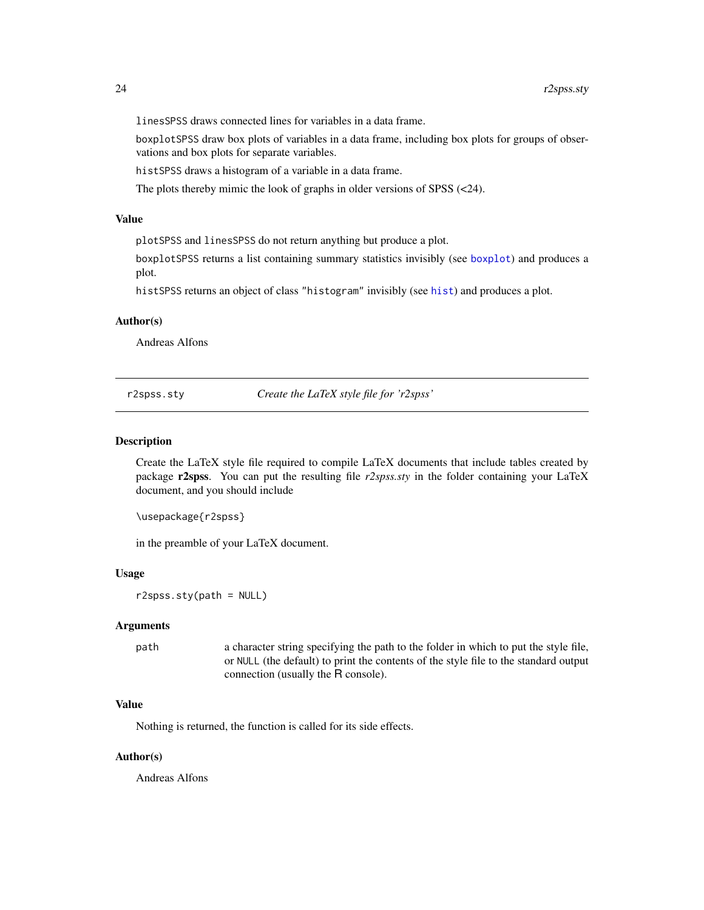linesSPSS draws connected lines for variables in a data frame.

boxplotSPSS draw box plots of variables in a data frame, including box plots for groups of observations and box plots for separate variables.

histSPSS draws a histogram of a variable in a data frame.

The plots thereby mimic the look of graphs in older versions of SPSS (<24).

### Value

plotSPSS and linesSPSS do not return anything but produce a plot.

boxplotSPSS returns a list containing summary statistics invisibly (see boxplot) and produces a plot.

histSPSS returns an object of class "histogram" invisibly (see hist) and produces a plot.

### Author(s)

Andreas Alfons

---

## r2spss.sty — *Create the LaTeX style file for 'r2spss'*

### Description

Create the LaTeX style file required to compile LaTeX documents that include tables created by package **r2spss**. You can put the resulting file *r2spss.sty* in the folder containing your LaTeX document, and you should include

```
\usepackage{r2spss}
```

in the preamble of your LaTeX document.

### Usage

```
r2spss.sty(path = NULL)
```

### Arguments

| | |
|---|---|
| path | a character string specifying the path to the folder in which to put the style file, or NULL (the default) to print the contents of the style file to the standard output connection (usually the R console). |

### Value

Nothing is returned, the function is called for its side effects.

### Author(s)

Andreas Alfons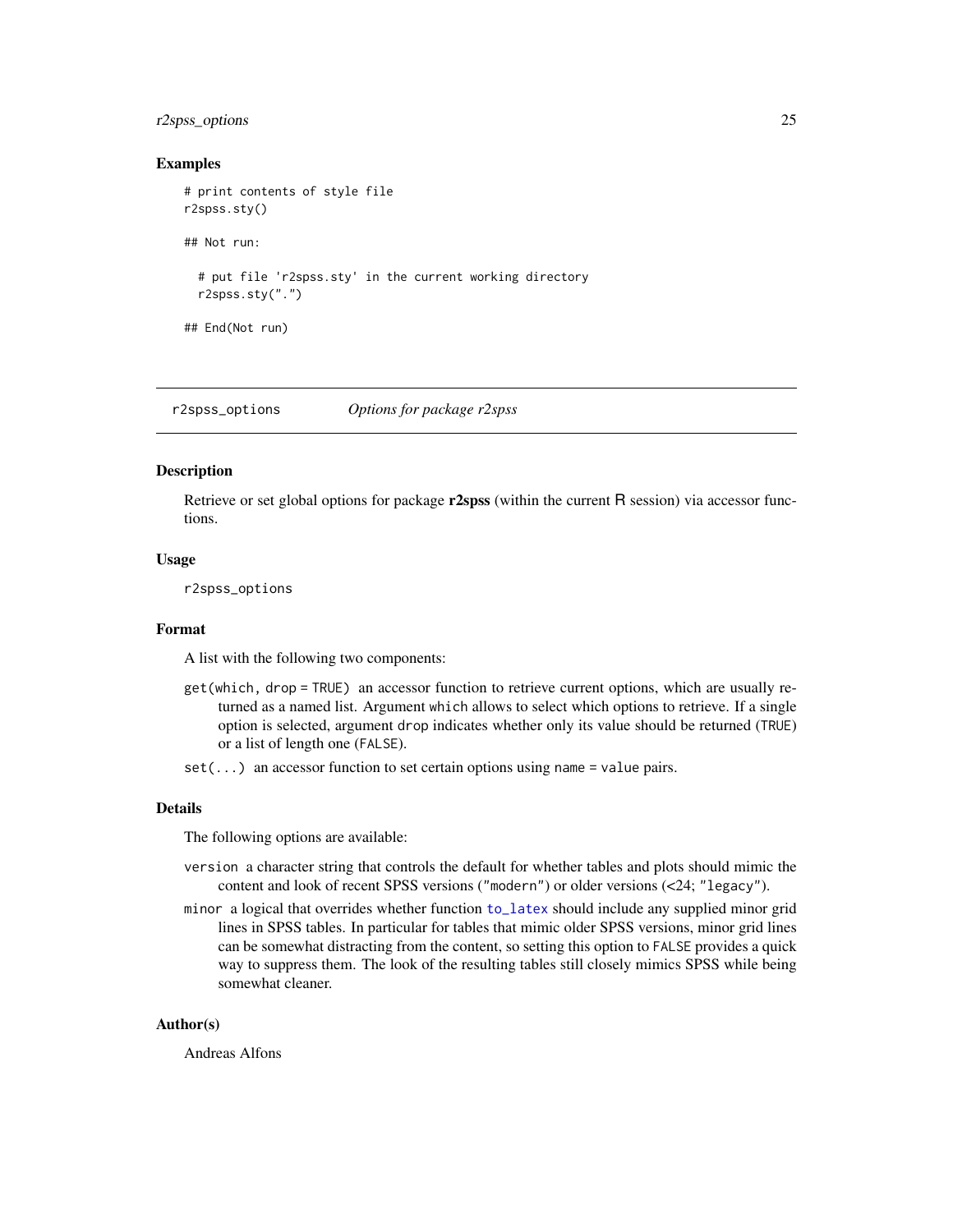### Examples

```
# print contents of style file
r2spss.sty()

## Not run:

  # put file 'r2spss.sty' in the current working directory
  r2spss.sty(".")

## End(Not run)
```

---

## r2spss_options    *Options for package r2spss*

### Description

Retrieve or set global options for package **r2spss** (within the current R session) via accessor functions.

### Usage

```
r2spss_options
```

### Format

A list with the following two components:

`get(which, drop = TRUE)` an accessor function to retrieve current options, which are usually returned as a named list. Argument `which` allows to select which options to retrieve. If a single option is selected, argument `drop` indicates whether only its value should be returned (`TRUE`) or a list of length one (`FALSE`).

`set(...)` an accessor function to set certain options using `name = value` pairs.

### Details

The following options are available:

`version` a character string that controls the default for whether tables and plots should mimic the content and look of recent SPSS versions (`"modern"`) or older versions (<24; `"legacy"`).

`minor` a logical that overrides whether function `to_latex` should include any supplied minor grid lines in SPSS tables. In particular for tables that mimic older SPSS versions, minor grid lines can be somewhat distracting from the content, so setting this option to `FALSE` provides a quick way to suppress them. The look of the resulting tables still closely mimics SPSS while being somewhat cleaner.

### Author(s)

Andreas Alfons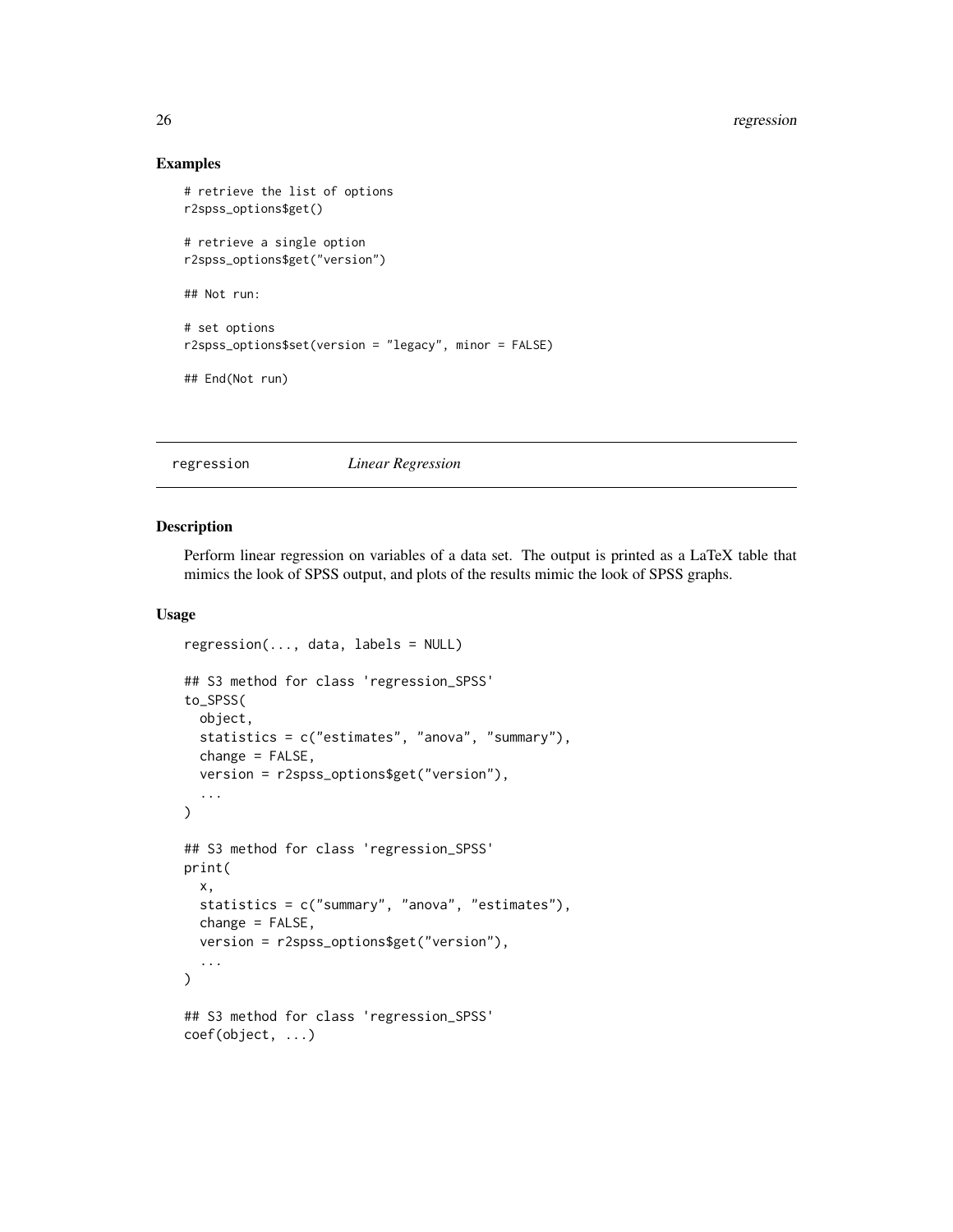## Examples

```
# retrieve the list of options
r2spss_options$get()

# retrieve a single option
r2spss_options$get("version")

## Not run:

# set options
r2spss_options$set(version = "legacy", minor = FALSE)

## End(Not run)
```

---

regression *Linear Regression*

---

## Description

Perform linear regression on variables of a data set. The output is printed as a LaTeX table that mimics the look of SPSS output, and plots of the results mimic the look of SPSS graphs.

## Usage

```
regression(..., data, labels = NULL)

## S3 method for class 'regression_SPSS'
to_SPSS(
  object,
  statistics = c("estimates", "anova", "summary"),
  change = FALSE,
  version = r2spss_options$get("version"),
  ...
)

## S3 method for class 'regression_SPSS'
print(
  x,
  statistics = c("summary", "anova", "estimates"),
  change = FALSE,
  version = r2spss_options$get("version"),
  ...
)

## S3 method for class 'regression_SPSS'
coef(object, ...)
```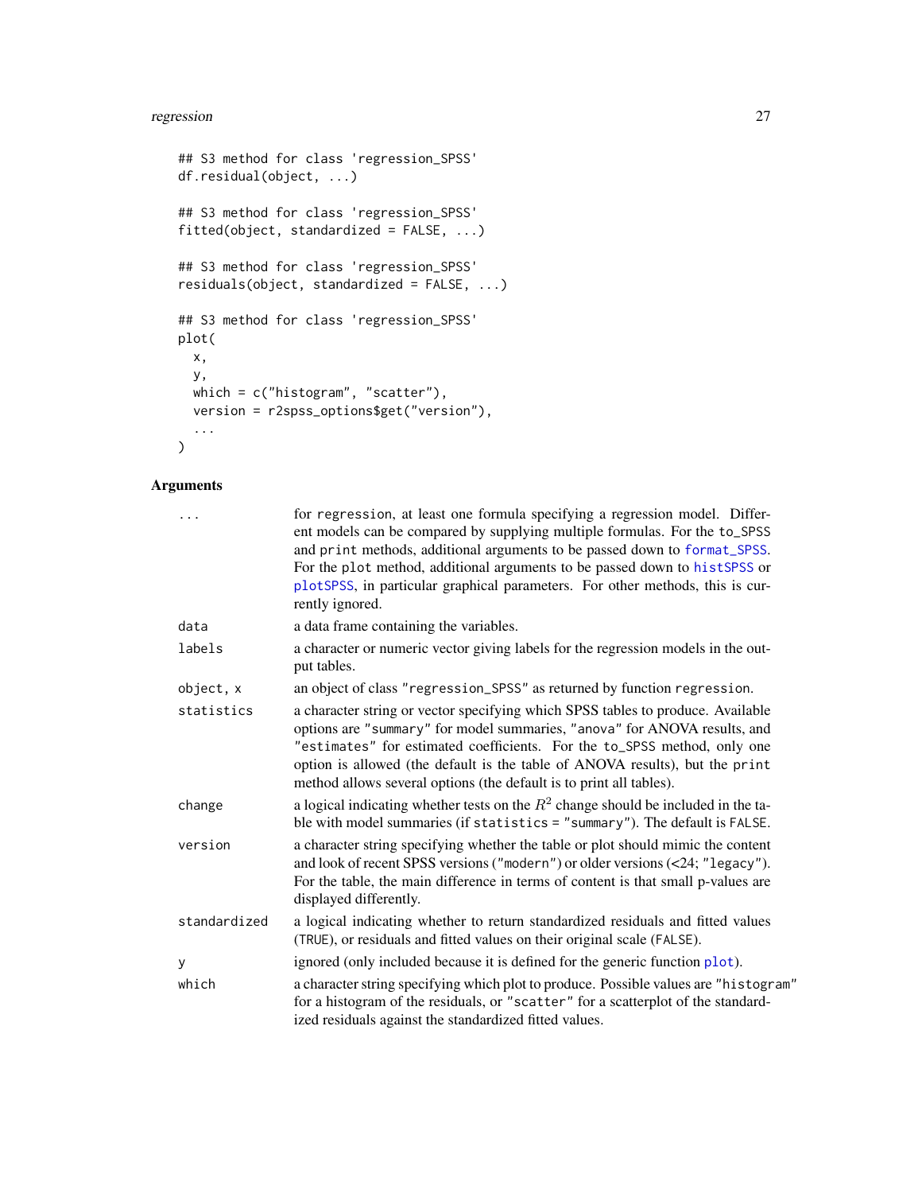```
## S3 method for class 'regression_SPSS'
df.residual(object, ...)

## S3 method for class 'regression_SPSS'
fitted(object, standardized = FALSE, ...)

## S3 method for class 'regression_SPSS'
residuals(object, standardized = FALSE, ...)

## S3 method for class 'regression_SPSS'
plot(
  x,
  y,
  which = c("histogram", "scatter"),
  version = r2spss_options$get("version"),
  ...
)
```

## Arguments

| | |
|---|---|
| `...` | for `regression`, at least one formula specifying a regression model. Different models can be compared by supplying multiple formulas. For the `to_SPSS` and `print` methods, additional arguments to be passed down to `format_SPSS`. For the `plot` method, additional arguments to be passed down to `histSPSS` or `plotSPSS`, in particular graphical parameters. For other methods, this is currently ignored. |
| `data` | a data frame containing the variables. |
| `labels` | a character or numeric vector giving labels for the regression models in the output tables. |
| `object, x` | an object of class `"regression_SPSS"` as returned by function `regression`. |
| `statistics` | a character string or vector specifying which SPSS tables to produce. Available options are `"summary"` for model summaries, `"anova"` for ANOVA results, and `"estimates"` for estimated coefficients. For the `to_SPSS` method, only one option is allowed (the default is the table of ANOVA results), but the `print` method allows several options (the default is to print all tables). |
| `change` | a logical indicating whether tests on the $R^2$ change should be included in the table with model summaries (if `statistics = "summary"`). The default is `FALSE`. |
| `version` | a character string specifying whether the table or plot should mimic the content and look of recent SPSS versions (`"modern"`) or older versions (<24; `"legacy"`). For the table, the main difference in terms of content is that small p-values are displayed differently. |
| `standardized` | a logical indicating whether to return standardized residuals and fitted values (`TRUE`), or residuals and fitted values on their original scale (`FALSE`). |
| `y` | ignored (only included because it is defined for the generic function `plot`). |
| `which` | a character string specifying which plot to produce. Possible values are `"histogram"` for a histogram of the residuals, or `"scatter"` for a scatterplot of the standardized residuals against the standardized fitted values. |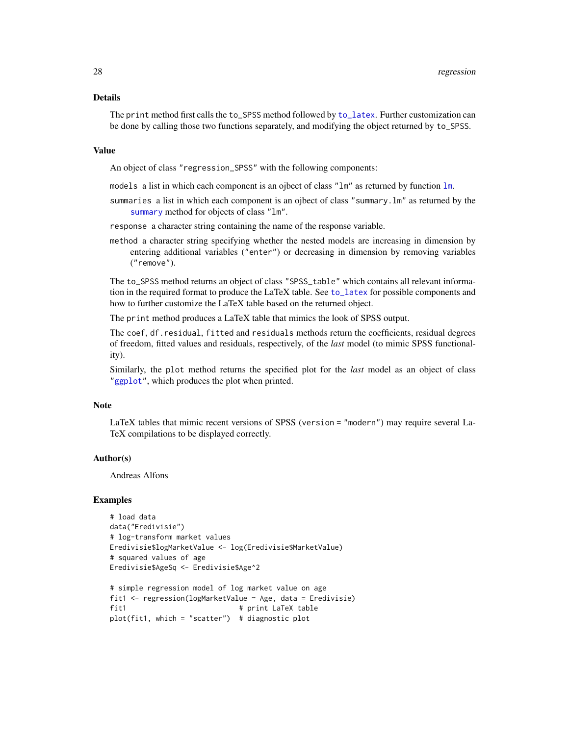## Details

The `print` method first calls the `to_SPSS` method followed by `to_latex`. Further customization can be done by calling those two functions separately, and modifying the object returned by `to_SPSS`.

## Value

An object of class `"regression_SPSS"` with the following components:

`models` a list in which each component is an ojbect of class `"lm"` as returned by function `lm`.

`summaries` a list in which each component is an ojbect of class `"summary.lm"` as returned by the `summary` method for objects of class `"lm"`.

`response` a character string containing the name of the response variable.

`method` a character string specifying whether the nested models are increasing in dimension by entering additional variables (`"enter"`) or decreasing in dimension by removing variables (`"remove"`).

The `to_SPSS` method returns an object of class `"SPSS_table"` which contains all relevant information in the required format to produce the LaTeX table. See `to_latex` for possible components and how to further customize the LaTeX table based on the returned object.

The `print` method produces a LaTeX table that mimics the look of SPSS output.

The `coef`, `df.residual`, `fitted` and `residuals` methods return the coefficients, residual degrees of freedom, fitted values and residuals, respectively, of the *last* model (to mimic SPSS functionality).

Similarly, the `plot` method returns the specified plot for the *last* model as an object of class `"ggplot"`, which produces the plot when printed.

## Note

LaTeX tables that mimic recent versions of SPSS (`version = "modern"`) may require several LaTeX compilations to be displayed correctly.

## Author(s)

Andreas Alfons

## Examples

```
# load data
data("Eredivisie")
# log-transform market values
Eredivisie$logMarketValue <- log(Eredivisie$MarketValue)
# squared values of age
Eredivisie$AgeSq <- Eredivisie$Age^2

# simple regression model of log market value on age
fit1 <- regression(logMarketValue ~ Age, data = Eredivisie)
fit1                          # print LaTeX table
plot(fit1, which = "scatter")  # diagnostic plot
```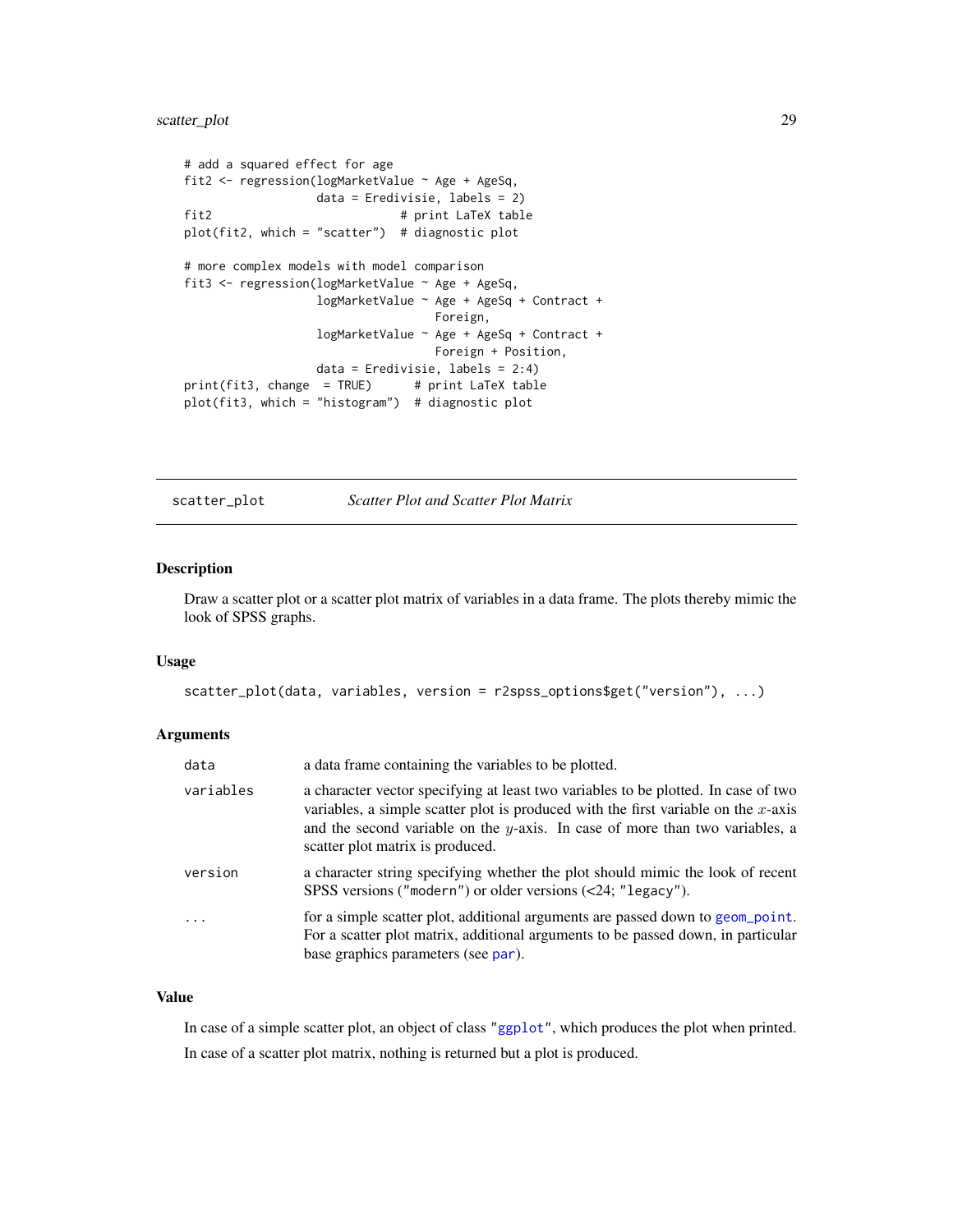```
# add a squared effect for age
fit2 <- regression(logMarketValue ~ Age + AgeSq,
                   data = Eredivisie, labels = 2)
fit2                          # print LaTeX table
plot(fit2, which = "scatter")  # diagnostic plot

# more complex models with model comparison
fit3 <- regression(logMarketValue ~ Age + AgeSq,
                   logMarketValue ~ Age + AgeSq + Contract +
                                    Foreign,
                   logMarketValue ~ Age + AgeSq + Contract +
                                    Foreign + Position,
                   data = Eredivisie, labels = 2:4)
print(fit3, change  = TRUE)      # print LaTeX table
plot(fit3, which = "histogram")  # diagnostic plot
```

## scatter_plot — *Scatter Plot and Scatter Plot Matrix*

### Description

Draw a scatter plot or a scatter plot matrix of variables in a data frame. The plots thereby mimic the look of SPSS graphs.

### Usage

```
scatter_plot(data, variables, version = r2spss_options$get("version"), ...)
```

### Arguments

| | |
|---|---|
| `data` | a data frame containing the variables to be plotted. |
| `variables` | a character vector specifying at least two variables to be plotted. In case of two variables, a simple scatter plot is produced with the first variable on the $x$-axis and the second variable on the $y$-axis. In case of more than two variables, a scatter plot matrix is produced. |
| `version` | a character string specifying whether the plot should mimic the look of recent SPSS versions (`"modern"`) or older versions (<24; `"legacy"`). |
| `...` | for a simple scatter plot, additional arguments are passed down to `geom_point`. For a scatter plot matrix, additional arguments to be passed down, in particular base graphics parameters (see `par`). |

### Value

In case of a simple scatter plot, an object of class `"ggplot"`, which produces the plot when printed.

In case of a scatter plot matrix, nothing is returned but a plot is produced.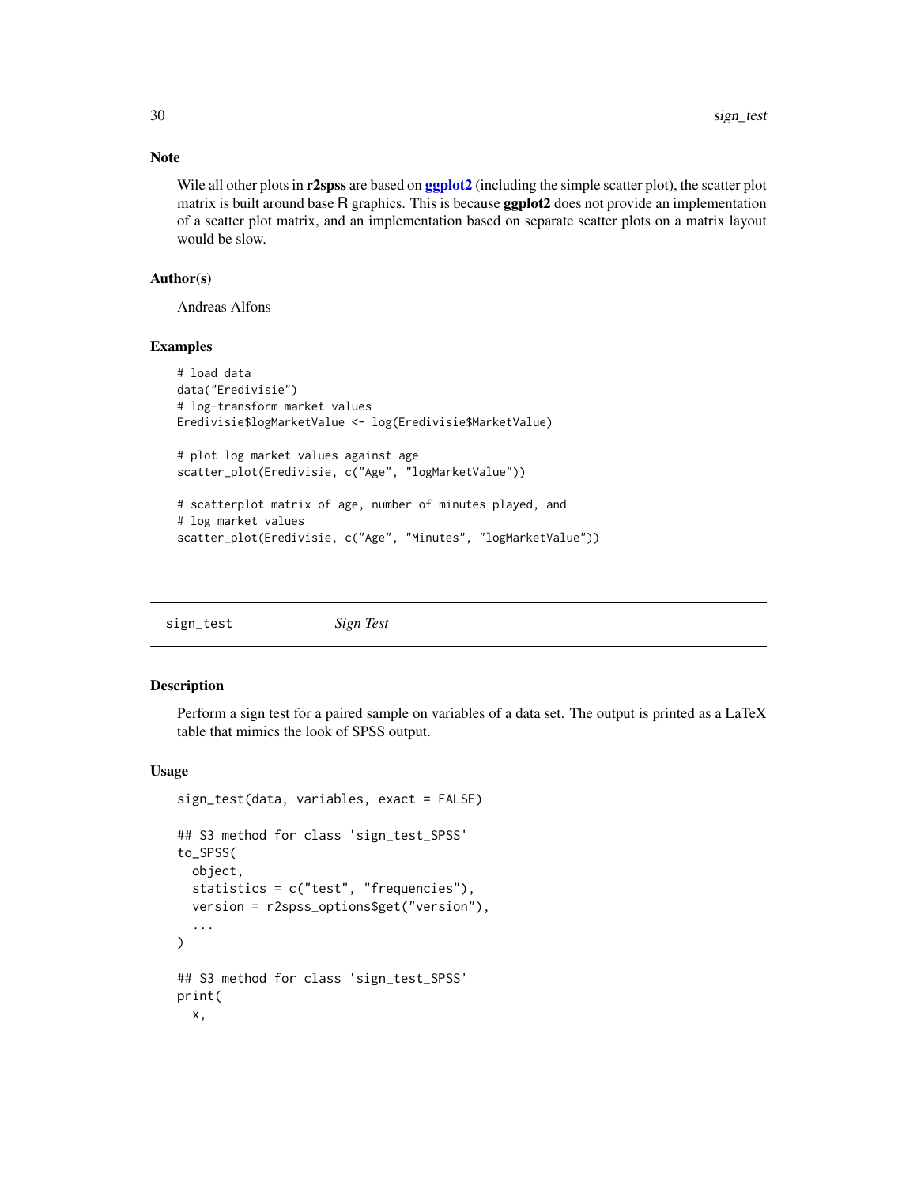### Note

Wile all other plots in **r2spss** are based on **ggplot2** (including the simple scatter plot), the scatter plot matrix is built around base R graphics. This is because **ggplot2** does not provide an implementation of a scatter plot matrix, and an implementation based on separate scatter plots on a matrix layout would be slow.

### Author(s)

Andreas Alfons

### Examples

```
# load data
data("Eredivisie")
# log-transform market values
Eredivisie$logMarketValue <- log(Eredivisie$MarketValue)

# plot log market values against age
scatter_plot(Eredivisie, c("Age", "logMarketValue"))

# scatterplot matrix of age, number of minutes played, and
# log market values
scatter_plot(Eredivisie, c("Age", "Minutes", "logMarketValue"))
```

---

## sign_test — *Sign Test*

---

### Description

Perform a sign test for a paired sample on variables of a data set. The output is printed as a LaTeX table that mimics the look of SPSS output.

### Usage

```
sign_test(data, variables, exact = FALSE)

## S3 method for class 'sign_test_SPSS'
to_SPSS(
  object,
  statistics = c("test", "frequencies"),
  version = r2spss_options$get("version"),
  ...
)

## S3 method for class 'sign_test_SPSS'
print(
  x,
```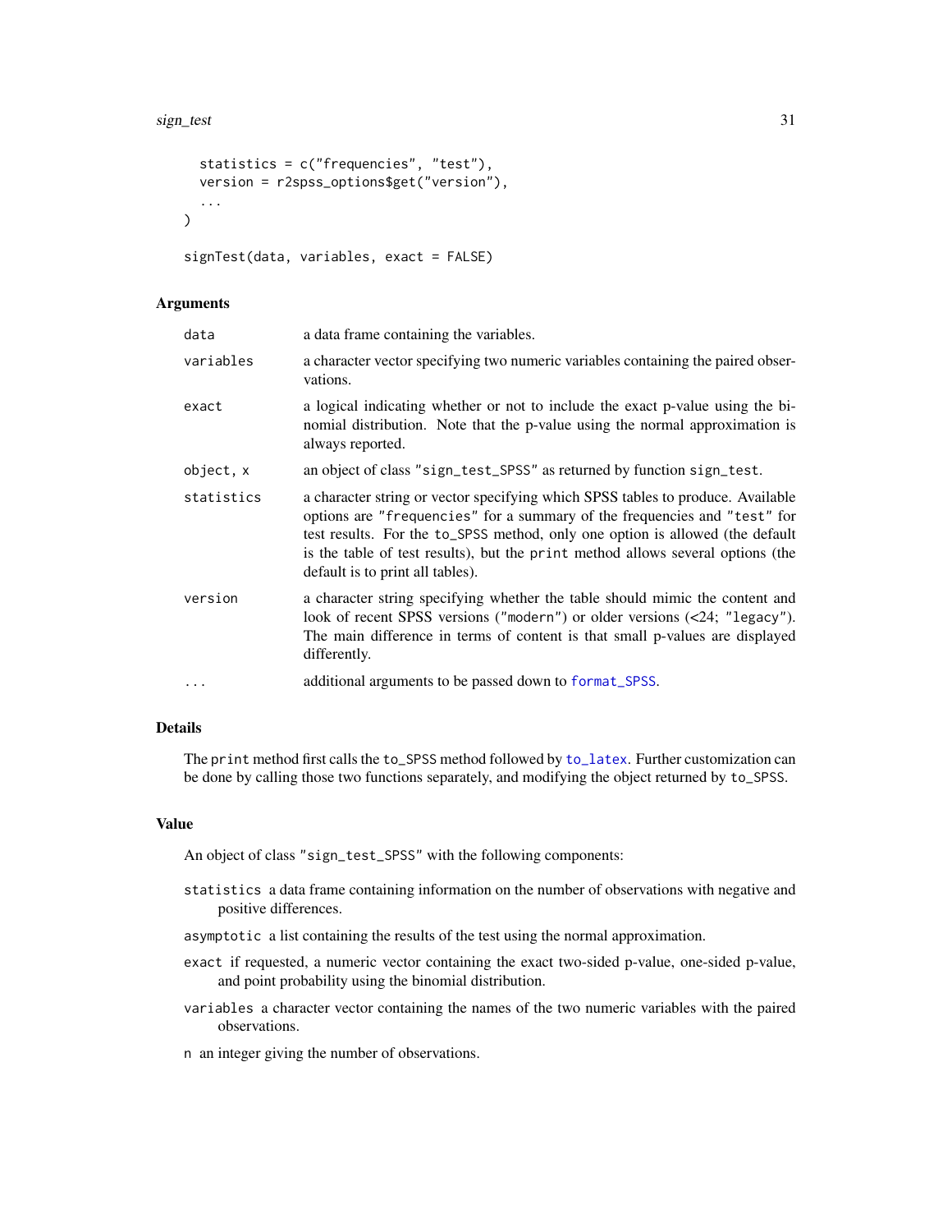```
  statistics = c("frequencies", "test"),
  version = r2spss_options$get("version"),
  ...
)

signTest(data, variables, exact = FALSE)
```

### Arguments

| | |
|---|---|
| `data` | a data frame containing the variables. |
| `variables` | a character vector specifying two numeric variables containing the paired observations. |
| `exact` | a logical indicating whether or not to include the exact p-value using the binomial distribution. Note that the p-value using the normal approximation is always reported. |
| `object, x` | an object of class "sign_test_SPSS" as returned by function `sign_test`. |
| `statistics` | a character string or vector specifying which SPSS tables to produce. Available options are "frequencies" for a summary of the frequencies and "test" for test results. For the `to_SPSS` method, only one option is allowed (the default is the table of test results), but the `print` method allows several options (the default is to print all tables). |
| `version` | a character string specifying whether the table should mimic the content and look of recent SPSS versions ("modern") or older versions (<24; "legacy"). The main difference in terms of content is that small p-values are displayed differently. |
| `...` | additional arguments to be passed down to `format_SPSS`. |

### Details

The `print` method first calls the `to_SPSS` method followed by `to_latex`. Further customization can be done by calling those two functions separately, and modifying the object returned by `to_SPSS`.

### Value

An object of class "sign_test_SPSS" with the following components:

`statistics` a data frame containing information on the number of observations with negative and positive differences.

`asymptotic` a list containing the results of the test using the normal approximation.

`exact` if requested, a numeric vector containing the exact two-sided p-value, one-sided p-value, and point probability using the binomial distribution.

`variables` a character vector containing the names of the two numeric variables with the paired observations.

`n` an integer giving the number of observations.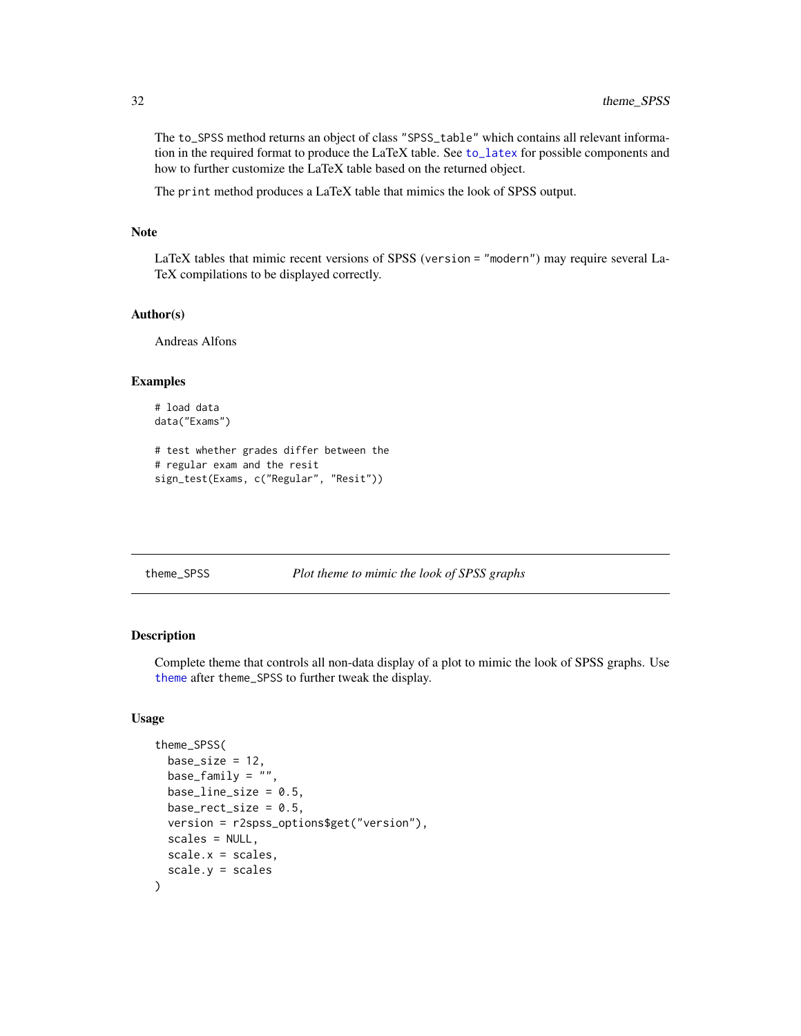The `to_SPSS` method returns an object of class "SPSS_table" which contains all relevant information in the required format to produce the LaTeX table. See `to_latex` for possible components and how to further customize the LaTeX table based on the returned object.

The `print` method produces a LaTeX table that mimics the look of SPSS output.

### Note

LaTeX tables that mimic recent versions of SPSS (`version = "modern"`) may require several LaTeX compilations to be displayed correctly.

### Author(s)

Andreas Alfons

### Examples

```
# load data
data("Exams")

# test whether grades differ between the
# regular exam and the resit
sign_test(Exams, c("Regular", "Resit"))
```

---

## theme_SPSS — *Plot theme to mimic the look of SPSS graphs*

---

### Description

Complete theme that controls all non-data display of a plot to mimic the look of SPSS graphs. Use `theme` after `theme_SPSS` to further tweak the display.

### Usage

```
theme_SPSS(
  base_size = 12,
  base_family = "",
  base_line_size = 0.5,
  base_rect_size = 0.5,
  version = r2spss_options$get("version"),
  scales = NULL,
  scale.x = scales,
  scale.y = scales
)
```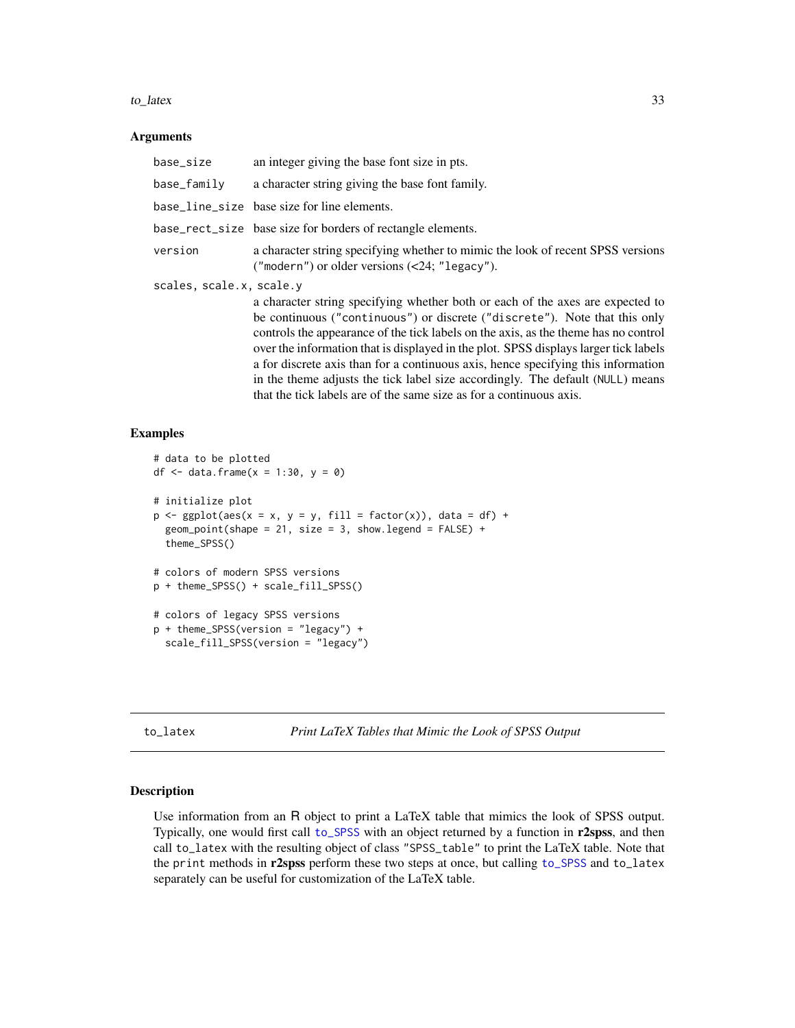### Arguments

| | |
|---|---|
| `base_size` | an integer giving the base font size in pts. |
| `base_family` | a character string giving the base font family. |
| `base_line_size` | base size for line elements. |
| `base_rect_size` | base size for borders of rectangle elements. |
| `version` | a character string specifying whether to mimic the look of recent SPSS versions (`"modern"`) or older versions (<24; `"legacy"`). |
| `scales, scale.x, scale.y` | a character string specifying whether both or each of the axes are expected to be continuous (`"continuous"`) or discrete (`"discrete"`). Note that this only controls the appearance of the tick labels on the axis, as the theme has no control over the information that is displayed in the plot. SPSS displays larger tick labels a for discrete axis than for a continuous axis, hence specifying this information in the theme adjusts the tick label size accordingly. The default (`NULL`) means that the tick labels are of the same size as for a continuous axis. |

### Examples

```
# data to be plotted
df <- data.frame(x = 1:30, y = 0)

# initialize plot
p <- ggplot(aes(x = x, y = y, fill = factor(x)), data = df) +
  geom_point(shape = 21, size = 3, show.legend = FALSE) +
  theme_SPSS()

# colors of modern SPSS versions
p + theme_SPSS() + scale_fill_SPSS()

# colors of legacy SPSS versions
p + theme_SPSS(version = "legacy") +
  scale_fill_SPSS(version = "legacy")
```

---

## `to_latex` *Print LaTeX Tables that Mimic the Look of SPSS Output*

### Description

Use information from an R object to print a LaTeX table that mimics the look of SPSS output. Typically, one would first call `to_SPSS` with an object returned by a function in **r2spss**, and then call `to_latex` with the resulting object of class `"SPSS_table"` to print the LaTeX table. Note that the `print` methods in **r2spss** perform these two steps at once, but calling `to_SPSS` and `to_latex` separately can be useful for customization of the LaTeX table.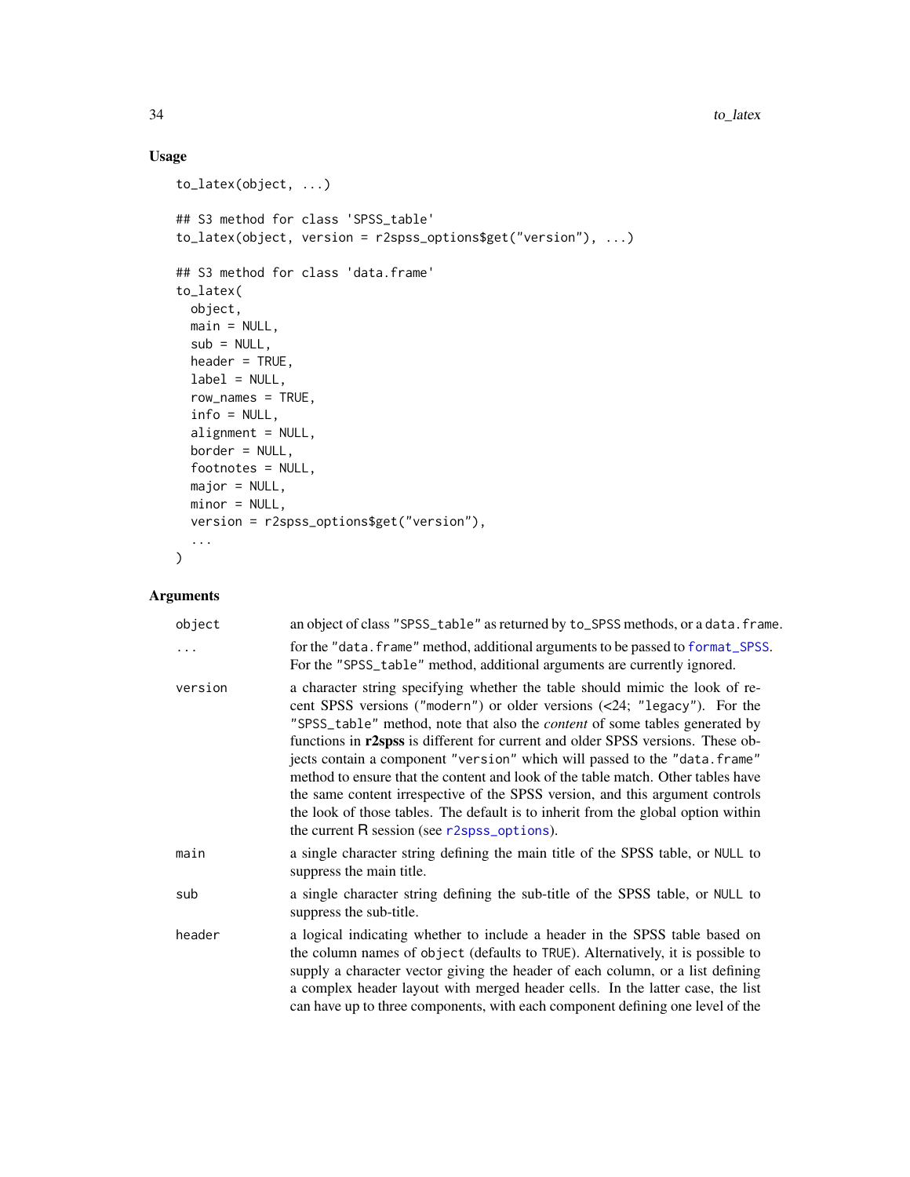## Usage

```
to_latex(object, ...)

## S3 method for class 'SPSS_table'
to_latex(object, version = r2spss_options$get("version"), ...)

## S3 method for class 'data.frame'
to_latex(
  object,
  main = NULL,
  sub = NULL,
  header = TRUE,
  label = NULL,
  row_names = TRUE,
  info = NULL,
  alignment = NULL,
  border = NULL,
  footnotes = NULL,
  major = NULL,
  minor = NULL,
  version = r2spss_options$get("version"),
  ...
)
```

## Arguments

| | |
|---|---|
| `object` | an object of class "SPSS_table" as returned by to_SPSS methods, or a data.frame. |
| `...` | for the "data.frame" method, additional arguments to be passed to format_SPSS. For the "SPSS_table" method, additional arguments are currently ignored. |
| `version` | a character string specifying whether the table should mimic the look of recent SPSS versions ("modern") or older versions (<24; "legacy"). For the "SPSS_table" method, note that also the *content* of some tables generated by functions in **r2spss** is different for current and older SPSS versions. These objects contain a component "version" which will passed to the "data.frame" method to ensure that the content and look of the table match. Other tables have the same content irrespective of the SPSS version, and this argument controls the look of those tables. The default is to inherit from the global option within the current R session (see r2spss_options). |
| `main` | a single character string defining the main title of the SPSS table, or NULL to suppress the main title. |
| `sub` | a single character string defining the sub-title of the SPSS table, or NULL to suppress the sub-title. |
| `header` | a logical indicating whether to include a header in the SPSS table based on the column names of object (defaults to TRUE). Alternatively, it is possible to supply a character vector giving the header of each column, or a list defining a complex header layout with merged header cells. In the latter case, the list can have up to three components, with each component defining one level of the |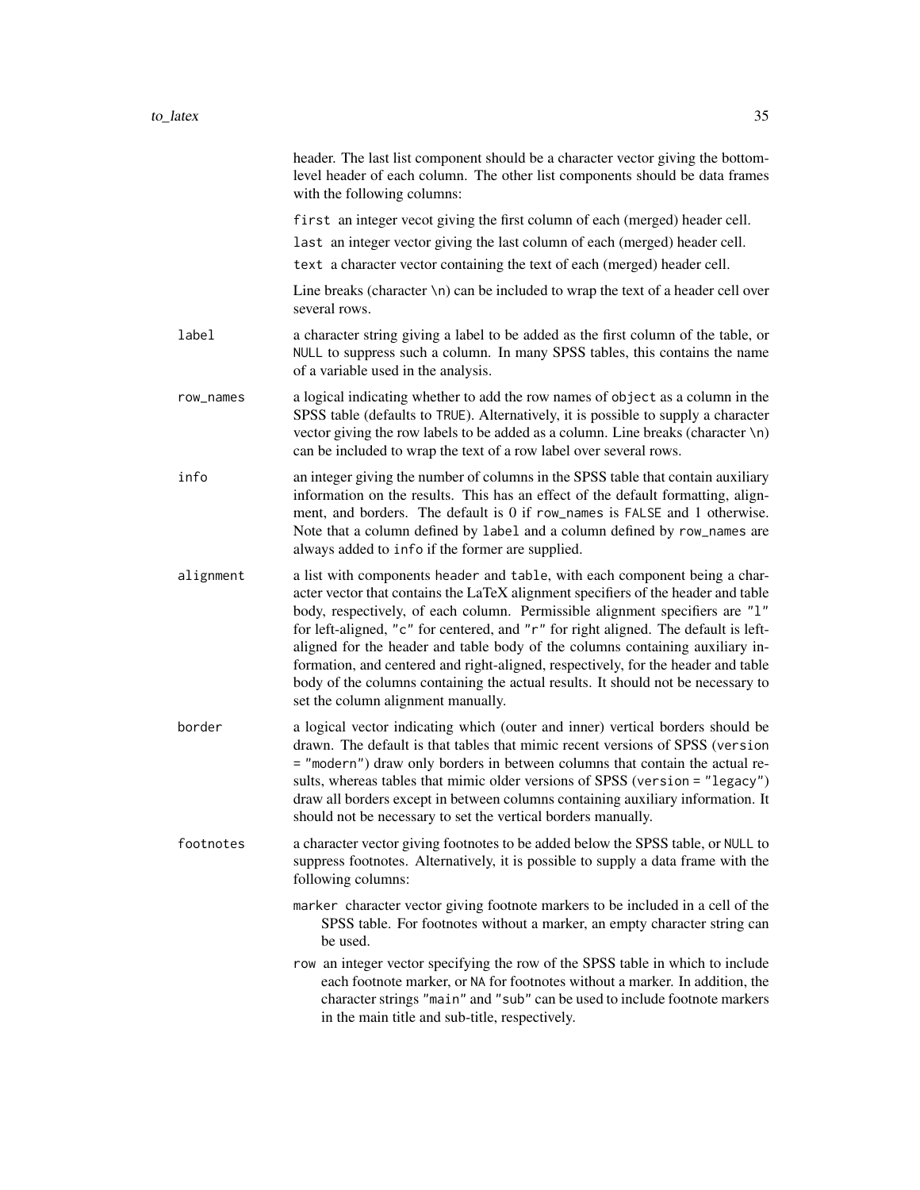header. The last list component should be a character vector giving the bottom-level header of each column. The other list components should be data frames with the following columns:

`first` an integer vecot giving the first column of each (merged) header cell.

`last` an integer vector giving the last column of each (merged) header cell.

`text` a character vector containing the text of each (merged) header cell.

Line breaks (character `\n`) can be included to wrap the text of a header cell over several rows.

`label`
: a character string giving a label to be added as the first column of the table, or `NULL` to suppress such a column. In many SPSS tables, this contains the name of a variable used in the analysis.

`row_names`
: a logical indicating whether to add the row names of `object` as a column in the SPSS table (defaults to `TRUE`). Alternatively, it is possible to supply a character vector giving the row labels to be added as a column. Line breaks (character `\n`) can be included to wrap the text of a row label over several rows.

`info`
: an integer giving the number of columns in the SPSS table that contain auxiliary information on the results. This has an effect of the default formatting, alignment, and borders. The default is 0 if `row_names` is `FALSE` and 1 otherwise. Note that a column defined by `label` and a column defined by `row_names` are always added to `info` if the former are supplied.

`alignment`
: a list with components `header` and `table`, with each component being a character vector that contains the LaTeX alignment specifiers of the header and table body, respectively, of each column. Permissible alignment specifiers are `"l"` for left-aligned, `"c"` for centered, and `"r"` for right aligned. The default is left-aligned for the header and table body of the columns containing auxiliary information, and centered and right-aligned, respectively, for the header and table body of the columns containing the actual results. It should not be necessary to set the column alignment manually.

`border`
: a logical vector indicating which (outer and inner) vertical borders should be drawn. The default is that tables that mimic recent versions of SPSS (`version = "modern"`) draw only borders in between columns that contain the actual results, whereas tables that mimic older versions of SPSS (`version = "legacy"`) draw all borders except in between columns containing auxiliary information. It should not be necessary to set the vertical borders manually.

`footnotes`
: a character vector giving footnotes to be added below the SPSS table, or `NULL` to suppress footnotes. Alternatively, it is possible to supply a data frame with the following columns:

  `marker` character vector giving footnote markers to be included in a cell of the SPSS table. For footnotes without a marker, an empty character string can be used.

  `row` an integer vector specifying the row of the SPSS table in which to include each footnote marker, or `NA` for footnotes without a marker. In addition, the character strings `"main"` and `"sub"` can be used to include footnote markers in the main title and sub-title, respectively.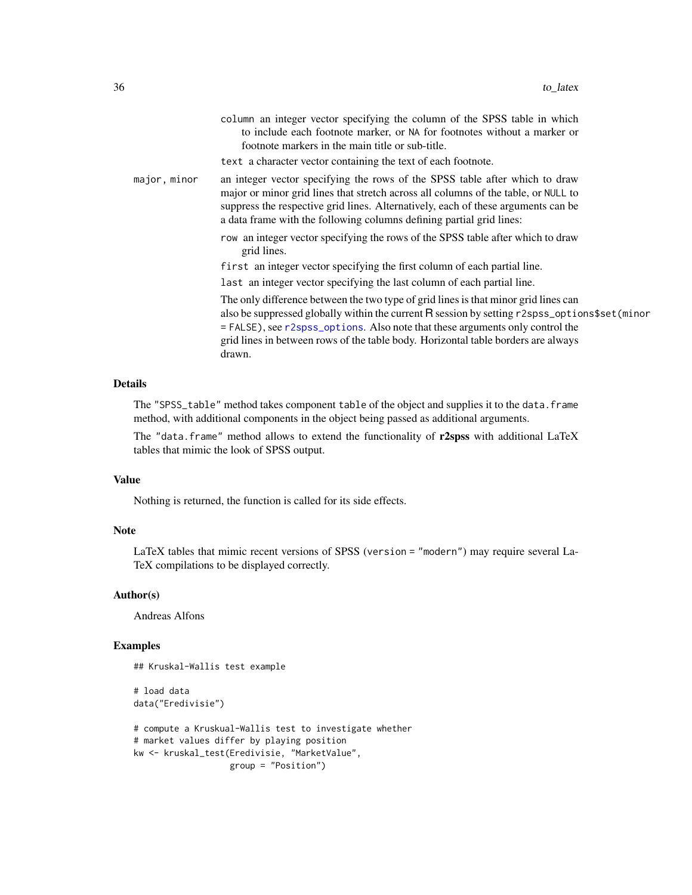column an integer vector specifying the column of the SPSS table in which to include each footnote marker, or `NA` for footnotes without a marker or footnote markers in the main title or sub-title.

text a character vector containing the text of each footnote.

major, minor
: an integer vector specifying the rows of the SPSS table after which to draw major or minor grid lines that stretch across all columns of the table, or `NULL` to suppress the respective grid lines. Alternatively, each of these arguments can be a data frame with the following columns defining partial grid lines:

  row an integer vector specifying the rows of the SPSS table after which to draw grid lines.

  first an integer vector specifying the first column of each partial line.

  last an integer vector specifying the last column of each partial line.

  The only difference between the two type of grid lines is that minor grid lines can also be suppressed globally within the current R session by setting `r2spss_options$set(minor = FALSE)`, see `r2spss_options`. Also note that these arguments only control the grid lines in between rows of the table body. Horizontal table borders are always drawn.

## Details

The `"SPSS_table"` method takes component `table` of the object and supplies it to the `data.frame` method, with additional components in the object being passed as additional arguments.

The `"data.frame"` method allows to extend the functionality of **r2spss** with additional LaTeX tables that mimic the look of SPSS output.

## Value

Nothing is returned, the function is called for its side effects.

## Note

LaTeX tables that mimic recent versions of SPSS (`version = "modern"`) may require several LaTeX compilations to be displayed correctly.

## Author(s)

Andreas Alfons

## Examples

```
## Kruskal-Wallis test example

# load data
data("Eredivisie")

# compute a Kruskual-Wallis test to investigate whether
# market values differ by playing position
kw <- kruskal_test(Eredivisie, "MarketValue",
                   group = "Position")
```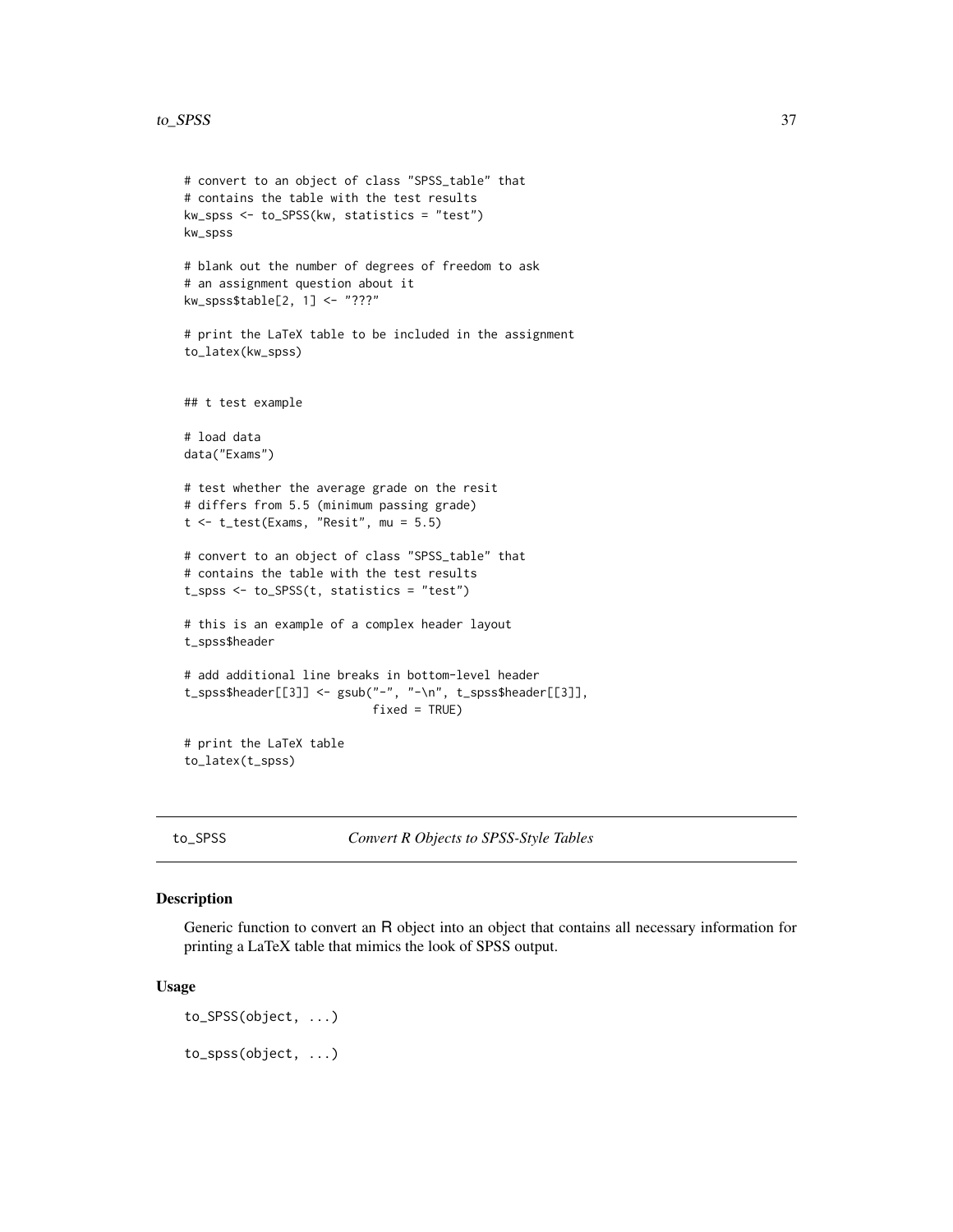```
# convert to an object of class "SPSS_table" that
# contains the table with the test results
kw_spss <- to_SPSS(kw, statistics = "test")
kw_spss

# blank out the number of degrees of freedom to ask
# an assignment question about it
kw_spss$table[2, 1] <- "???"

# print the LaTeX table to be included in the assignment
to_latex(kw_spss)


## t test example

# load data
data("Exams")

# test whether the average grade on the resit
# differs from 5.5 (minimum passing grade)
t <- t_test(Exams, "Resit", mu = 5.5)

# convert to an object of class "SPSS_table" that
# contains the table with the test results
t_spss <- to_SPSS(t, statistics = "test")

# this is an example of a complex header layout
t_spss$header

# add additional line breaks in bottom-level header
t_spss$header[[3]] <- gsub("-", "-\n", t_spss$header[[3]],
                           fixed = TRUE)

# print the LaTeX table
to_latex(t_spss)
```

---

to_SPSS — *Convert R Objects to SPSS-Style Tables*

---

## Description

Generic function to convert an R object into an object that contains all necessary information for printing a LaTeX table that mimics the look of SPSS output.

## Usage

```
to_SPSS(object, ...)

to_spss(object, ...)
```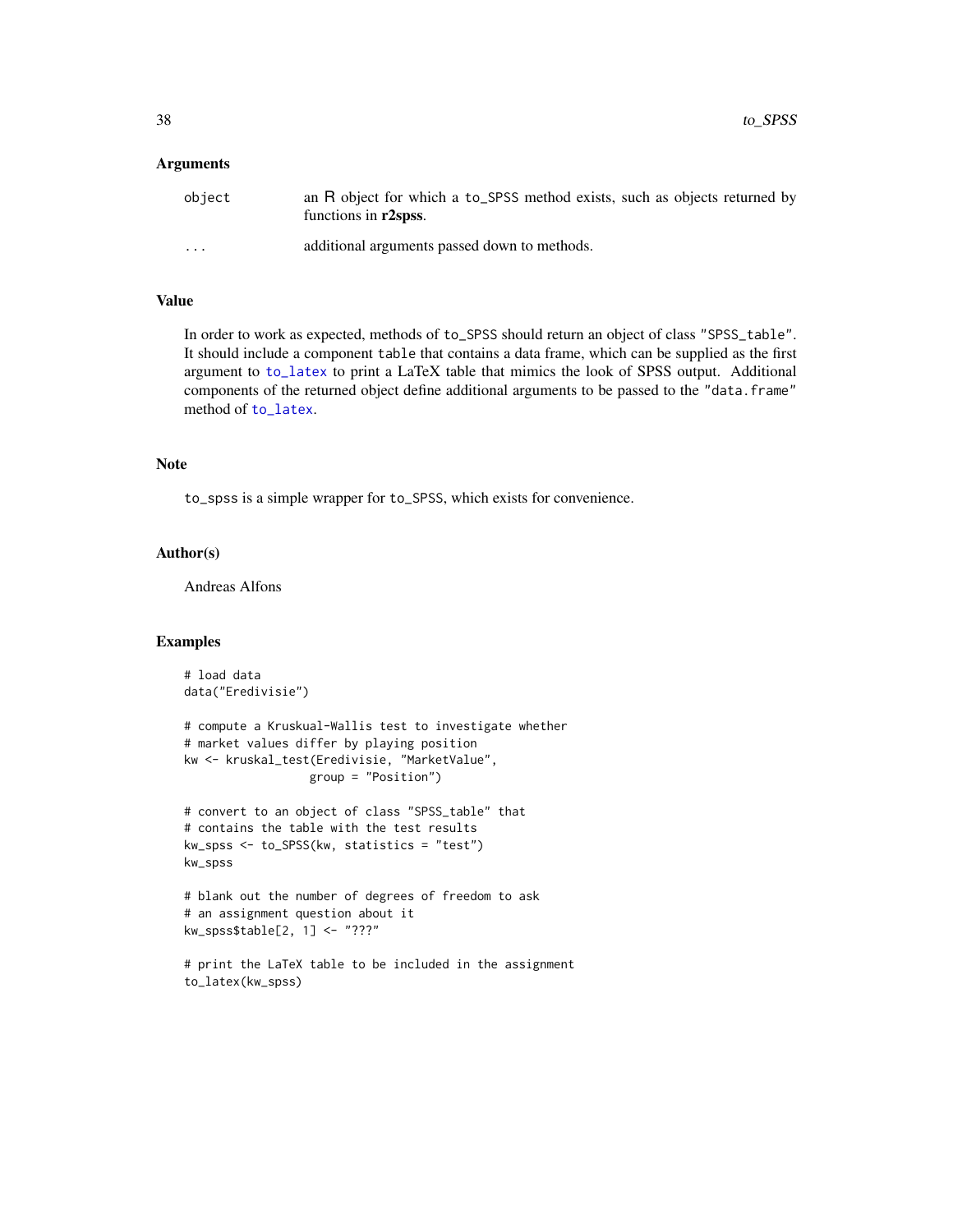## Arguments

| | |
|---|---|
| `object` | an R object for which a `to_SPSS` method exists, such as objects returned by functions in **r2spss**. |
| `...` | additional arguments passed down to methods. |

## Value

In order to work as expected, methods of `to_SPSS` should return an object of class `"SPSS_table"`. It should include a component `table` that contains a data frame, which can be supplied as the first argument to `to_latex` to print a LaTeX table that mimics the look of SPSS output. Additional components of the returned object define additional arguments to be passed to the `"data.frame"` method of `to_latex`.

## Note

`to_spss` is a simple wrapper for `to_SPSS`, which exists for convenience.

## Author(s)

Andreas Alfons

## Examples

```
# load data
data("Eredivisie")

# compute a Kruskual-Wallis test to investigate whether
# market values differ by playing position
kw <- kruskal_test(Eredivisie, "MarketValue",
                   group = "Position")

# convert to an object of class "SPSS_table" that
# contains the table with the test results
kw_spss <- to_SPSS(kw, statistics = "test")
kw_spss

# blank out the number of degrees of freedom to ask
# an assignment question about it
kw_spss$table[2, 1] <- "???"

# print the LaTeX table to be included in the assignment
to_latex(kw_spss)
```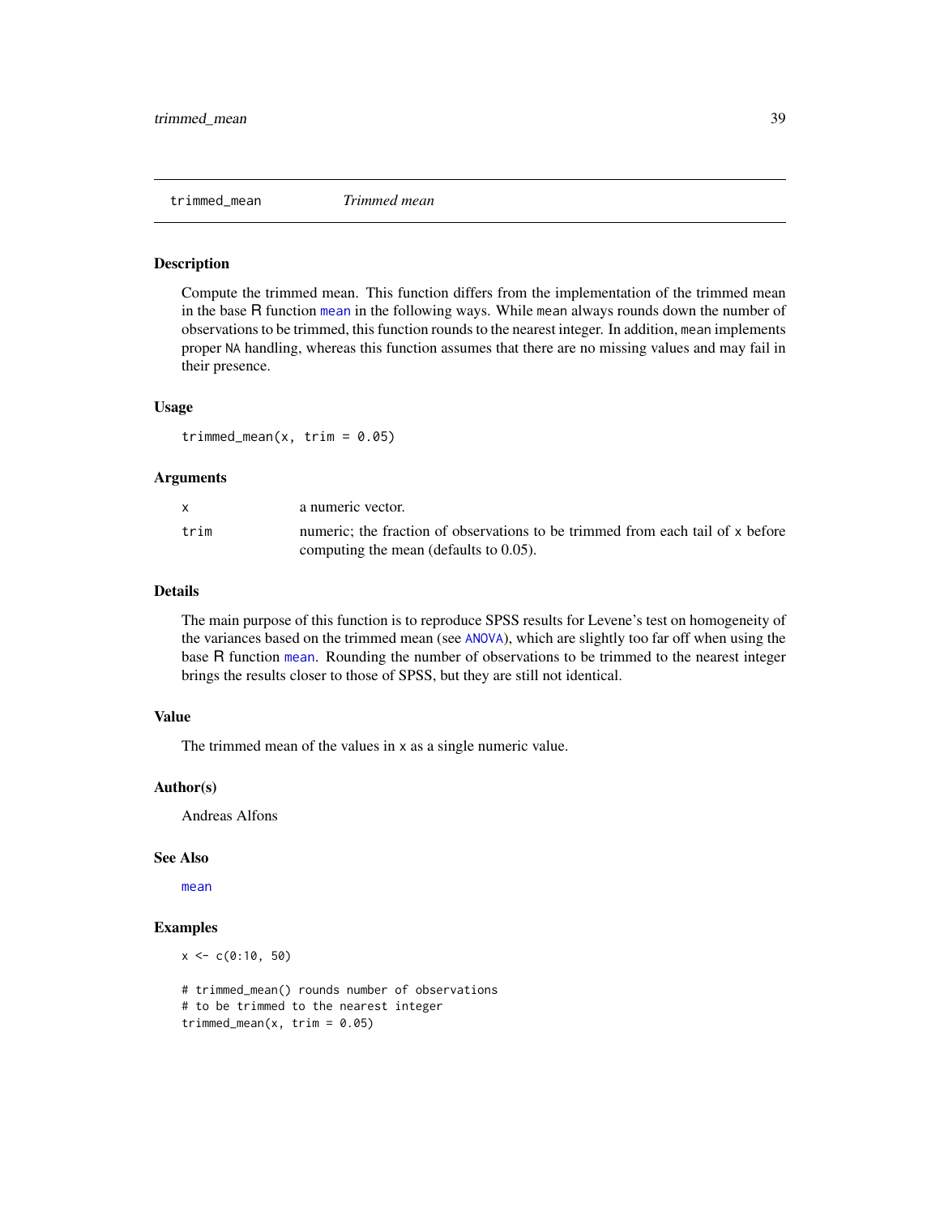# trimmed_mean — *Trimmed mean*

## Description

Compute the trimmed mean. This function differs from the implementation of the trimmed mean in the base R function `mean` in the following ways. While `mean` always rounds down the number of observations to be trimmed, this function rounds to the nearest integer. In addition, `mean` implements proper `NA` handling, whereas this function assumes that there are no missing values and may fail in their presence.

## Usage

```
trimmed_mean(x, trim = 0.05)
```

## Arguments

| | |
|---|---|
| `x` | a numeric vector. |
| `trim` | numeric; the fraction of observations to be trimmed from each tail of `x` before computing the mean (defaults to 0.05). |

## Details

The main purpose of this function is to reproduce SPSS results for Levene's test on homogeneity of the variances based on the trimmed mean (see `ANOVA`), which are slightly too far off when using the base R function `mean`. Rounding the number of observations to be trimmed to the nearest integer brings the results closer to those of SPSS, but they are still not identical.

## Value

The trimmed mean of the values in `x` as a single numeric value.

## Author(s)

Andreas Alfons

## See Also

`mean`

## Examples

```
x <- c(0:10, 50)

# trimmed_mean() rounds number of observations
# to be trimmed to the nearest integer
trimmed_mean(x, trim = 0.05)
```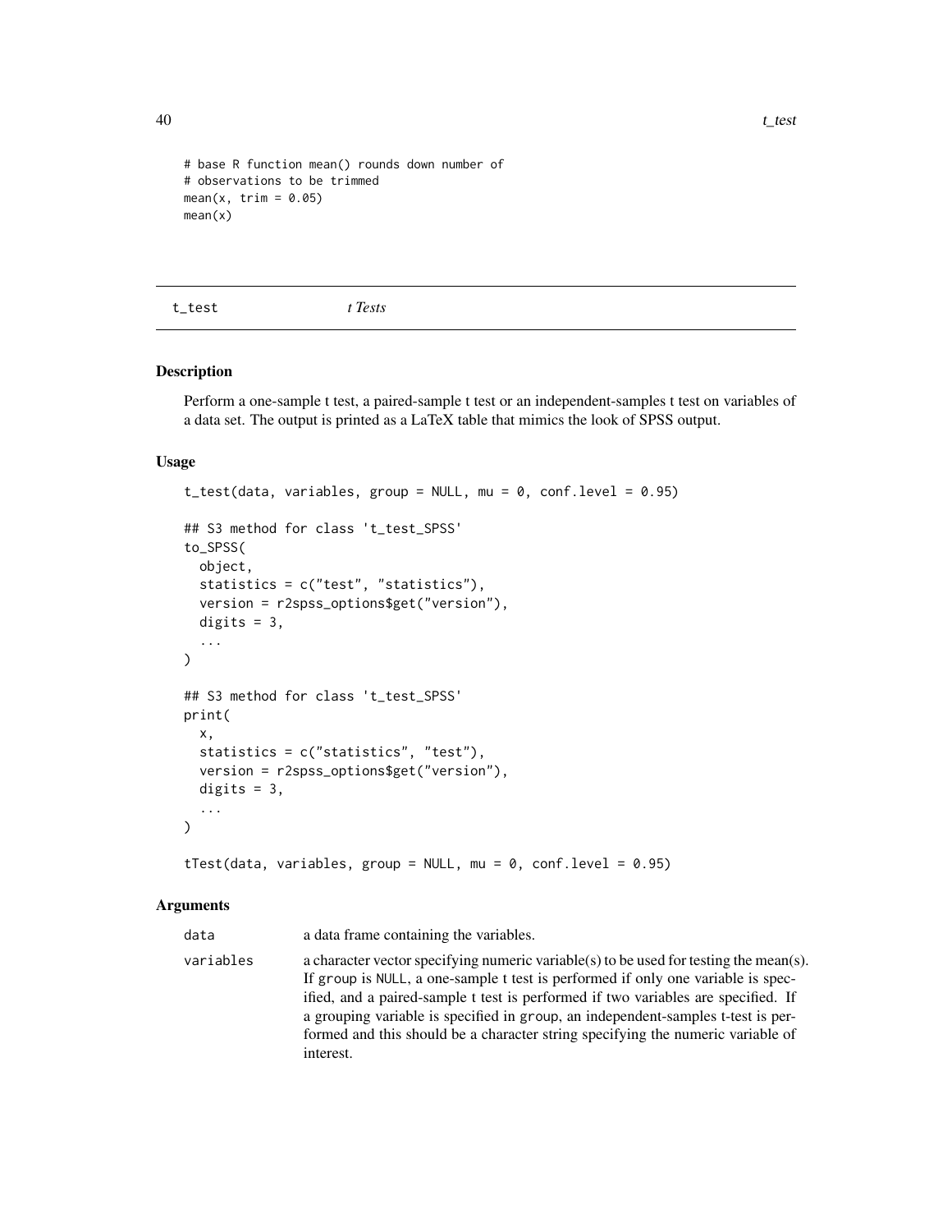```
# base R function mean() rounds down number of
# observations to be trimmed
mean(x, trim = 0.05)
mean(x)
```

## t_test &nbsp;&nbsp;&nbsp;&nbsp;&nbsp;&nbsp;&nbsp;&nbsp; *t Tests*

### Description

Perform a one-sample t test, a paired-sample t test or an independent-samples t test on variables of a data set. The output is printed as a LaTeX table that mimics the look of SPSS output.

### Usage

```
t_test(data, variables, group = NULL, mu = 0, conf.level = 0.95)

## S3 method for class 't_test_SPSS'
to_SPSS(
  object,
  statistics = c("test", "statistics"),
  version = r2spss_options$get("version"),
  digits = 3,
  ...
)

## S3 method for class 't_test_SPSS'
print(
  x,
  statistics = c("statistics", "test"),
  version = r2spss_options$get("version"),
  digits = 3,
  ...
)

tTest(data, variables, group = NULL, mu = 0, conf.level = 0.95)
```

### Arguments

| | |
|---|---|
| `data` | a data frame containing the variables. |
| `variables` | a character vector specifying numeric variable(s) to be used for testing the mean(s). If `group` is `NULL`, a one-sample t test is performed if only one variable is specified, and a paired-sample t test is performed if two variables are specified. If a grouping variable is specified in `group`, an independent-samples t-test is performed and this should be a character string specifying the numeric variable of interest. |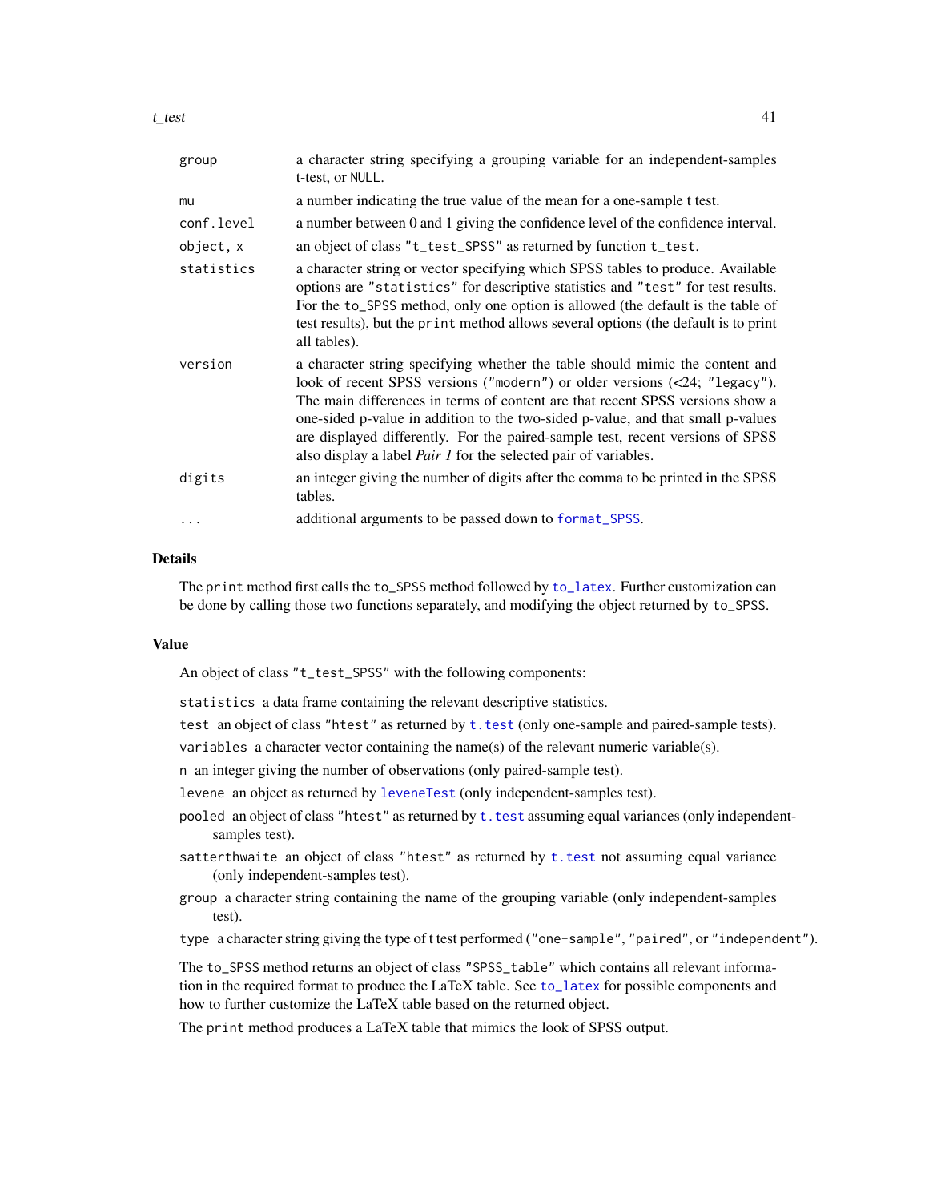| | |
|---|---|
| `group` | a character string specifying a grouping variable for an independent-samples t-test, or `NULL`. |
| `mu` | a number indicating the true value of the mean for a one-sample t test. |
| `conf.level` | a number between 0 and 1 giving the confidence level of the confidence interval. |
| `object, x` | an object of class `"t_test_SPSS"` as returned by function `t_test`. |
| `statistics` | a character string or vector specifying which SPSS tables to produce. Available options are `"statistics"` for descriptive statistics and `"test"` for test results. For the `to_SPSS` method, only one option is allowed (the default is the table of test results), but the `print` method allows several options (the default is to print all tables). |
| `version` | a character string specifying whether the table should mimic the content and look of recent SPSS versions (`"modern"`) or older versions (<24; `"legacy"`). The main differences in terms of content are that recent SPSS versions show a one-sided p-value in addition to the two-sided p-value, and that small p-values are displayed differently. For the paired-sample test, recent versions of SPSS also display a label *Pair 1* for the selected pair of variables. |
| `digits` | an integer giving the number of digits after the comma to be printed in the SPSS tables. |
| `...` | additional arguments to be passed down to `format_SPSS`. |

## Details

The `print` method first calls the `to_SPSS` method followed by `to_latex`. Further customization can be done by calling those two functions separately, and modifying the object returned by `to_SPSS`.

## Value

An object of class `"t_test_SPSS"` with the following components:

`statistics` a data frame containing the relevant descriptive statistics.

`test` an object of class `"htest"` as returned by `t.test` (only one-sample and paired-sample tests).

`variables` a character vector containing the name(s) of the relevant numeric variable(s).

`n` an integer giving the number of observations (only paired-sample test).

`levene` an object as returned by `leveneTest` (only independent-samples test).

`pooled` an object of class `"htest"` as returned by `t.test` assuming equal variances (only independent-samples test).

`satterthwaite` an object of class `"htest"` as returned by `t.test` not assuming equal variance (only independent-samples test).

`group` a character string containing the name of the grouping variable (only independent-samples test).

`type` a character string giving the type of t test performed (`"one-sample"`, `"paired"`, or `"independent"`).

The `to_SPSS` method returns an object of class `"SPSS_table"` which contains all relevant information in the required format to produce the LaTeX table. See `to_latex` for possible components and how to further customize the LaTeX table based on the returned object.

The `print` method produces a LaTeX table that mimics the look of SPSS output.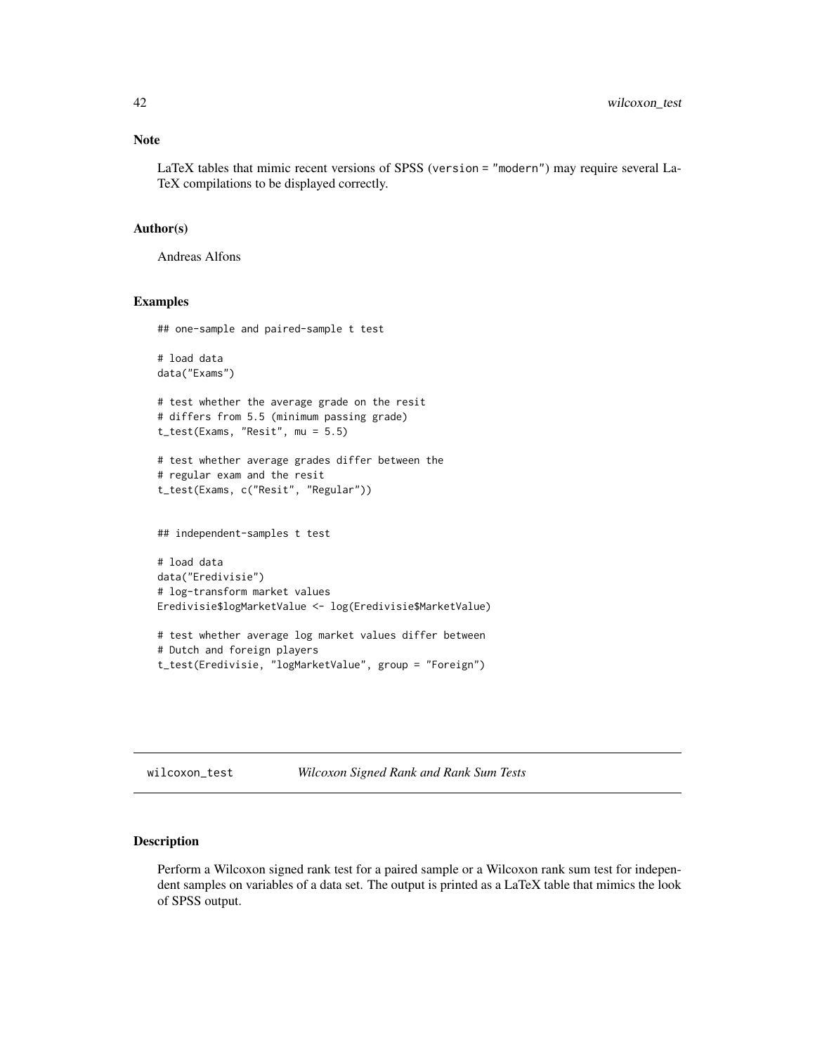## Note

LaTeX tables that mimic recent versions of SPSS (`version = "modern"`) may require several LaTeX compilations to be displayed correctly.

## Author(s)

Andreas Alfons

## Examples

```
## one-sample and paired-sample t test

# load data
data("Exams")

# test whether the average grade on the resit
# differs from 5.5 (minimum passing grade)
t_test(Exams, "Resit", mu = 5.5)

# test whether average grades differ between the
# regular exam and the resit
t_test(Exams, c("Resit", "Regular"))


## independent-samples t test

# load data
data("Eredivisie")
# log-transform market values
Eredivisie$logMarketValue <- log(Eredivisie$MarketValue)

# test whether average log market values differ between
# Dutch and foreign players
t_test(Eredivisie, "logMarketValue", group = "Foreign")
```

---

# wilcoxon_test *Wilcoxon Signed Rank and Rank Sum Tests*

---

## Description

Perform a Wilcoxon signed rank test for a paired sample or a Wilcoxon rank sum test for independent samples on variables of a data set. The output is printed as a LaTeX table that mimics the look of SPSS output.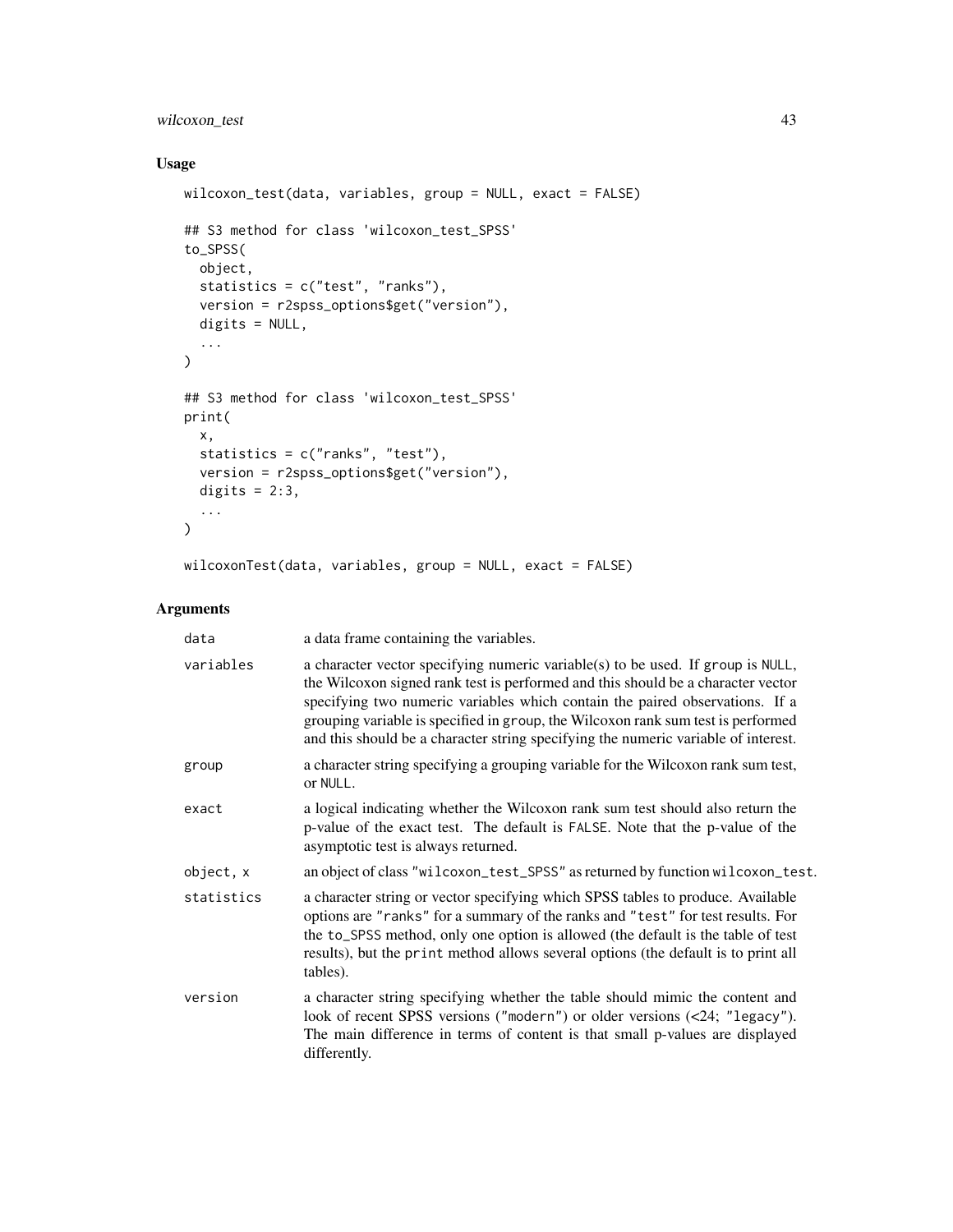## Usage

```
wilcoxon_test(data, variables, group = NULL, exact = FALSE)

## S3 method for class 'wilcoxon_test_SPSS'
to_SPSS(
  object,
  statistics = c("test", "ranks"),
  version = r2spss_options$get("version"),
  digits = NULL,
  ...
)

## S3 method for class 'wilcoxon_test_SPSS'
print(
  x,
  statistics = c("ranks", "test"),
  version = r2spss_options$get("version"),
  digits = 2:3,
  ...
)

wilcoxonTest(data, variables, group = NULL, exact = FALSE)
```

## Arguments

| | |
|---|---|
| `data` | a data frame containing the variables. |
| `variables` | a character vector specifying numeric variable(s) to be used. If `group` is `NULL`, the Wilcoxon signed rank test is performed and this should be a character vector specifying two numeric variables which contain the paired observations. If a grouping variable is specified in `group`, the Wilcoxon rank sum test is performed and this should be a character string specifying the numeric variable of interest. |
| `group` | a character string specifying a grouping variable for the Wilcoxon rank sum test, or `NULL`. |
| `exact` | a logical indicating whether the Wilcoxon rank sum test should also return the p-value of the exact test. The default is `FALSE`. Note that the p-value of the asymptotic test is always returned. |
| `object, x` | an object of class `"wilcoxon_test_SPSS"` as returned by function `wilcoxon_test`. |
| `statistics` | a character string or vector specifying which SPSS tables to produce. Available options are `"ranks"` for a summary of the ranks and `"test"` for test results. For the `to_SPSS` method, only one option is allowed (the default is the table of test results), but the `print` method allows several options (the default is to print all tables). |
| `version` | a character string specifying whether the table should mimic the content and look of recent SPSS versions (`"modern"`) or older versions (<24; `"legacy"`). The main difference in terms of content is that small p-values are displayed differently. |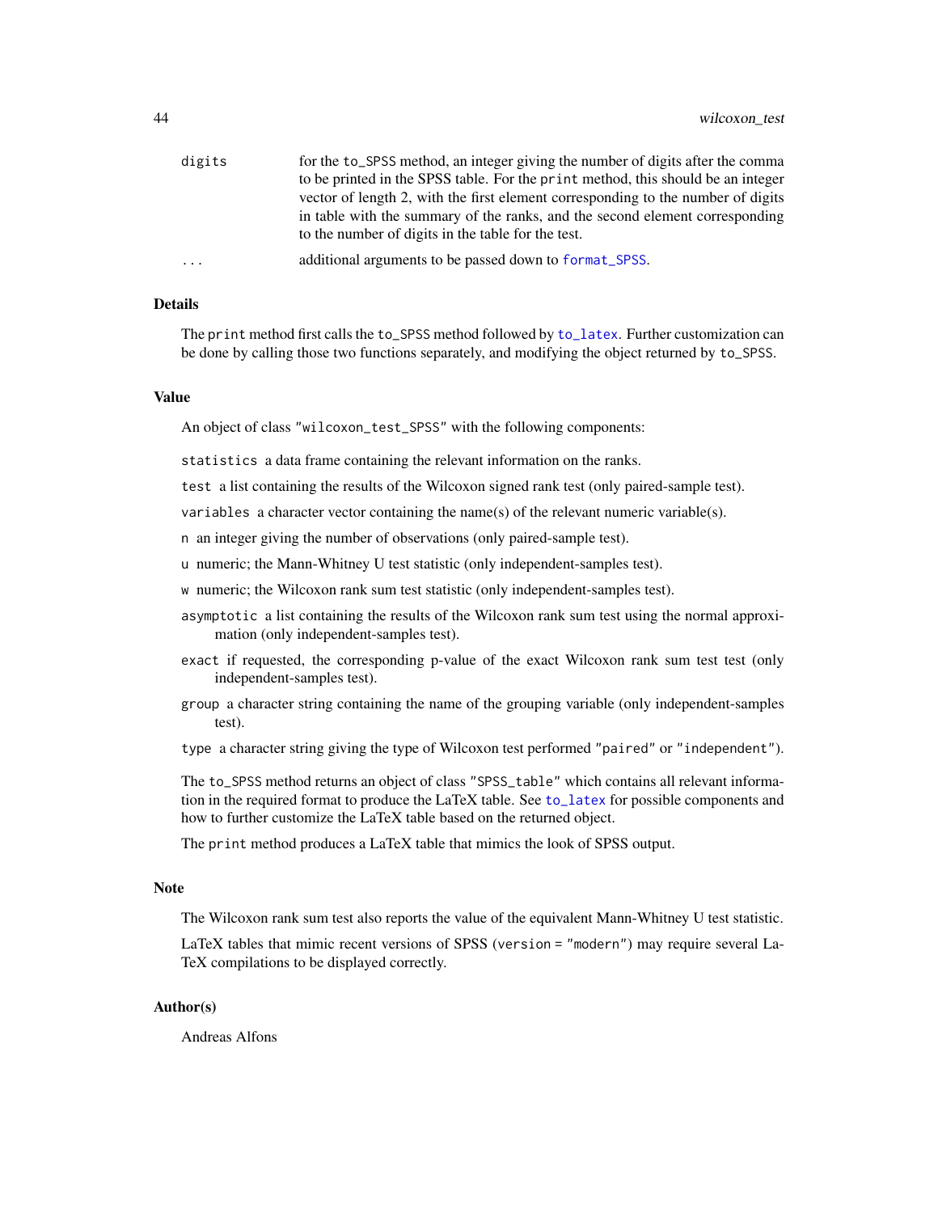digits
: for the `to_SPSS` method, an integer giving the number of digits after the comma to be printed in the SPSS table. For the `print` method, this should be an integer vector of length 2, with the first element corresponding to the number of digits in table with the summary of the ranks, and the second element corresponding to the number of digits in the table for the test.

...
: additional arguments to be passed down to `format_SPSS`.

### Details

The `print` method first calls the `to_SPSS` method followed by `to_latex`. Further customization can be done by calling those two functions separately, and modifying the object returned by `to_SPSS`.

### Value

An object of class `"wilcoxon_test_SPSS"` with the following components:

`statistics` a data frame containing the relevant information on the ranks.

`test` a list containing the results of the Wilcoxon signed rank test (only paired-sample test).

`variables` a character vector containing the name(s) of the relevant numeric variable(s).

`n` an integer giving the number of observations (only paired-sample test).

`u` numeric; the Mann-Whitney U test statistic (only independent-samples test).

`w` numeric; the Wilcoxon rank sum test statistic (only independent-samples test).

`asymptotic` a list containing the results of the Wilcoxon rank sum test using the normal approximation (only independent-samples test).

`exact` if requested, the corresponding p-value of the exact Wilcoxon rank sum test test (only independent-samples test).

`group` a character string containing the name of the grouping variable (only independent-samples test).

`type` a character string giving the type of Wilcoxon test performed `"paired"` or `"independent"`).

The `to_SPSS` method returns an object of class `"SPSS_table"` which contains all relevant information in the required format to produce the LaTeX table. See `to_latex` for possible components and how to further customize the LaTeX table based on the returned object.

The `print` method produces a LaTeX table that mimics the look of SPSS output.

### Note

The Wilcoxon rank sum test also reports the value of the equivalent Mann-Whitney U test statistic.

LaTeX tables that mimic recent versions of SPSS (`version = "modern"`) may require several LaTeX compilations to be displayed correctly.

### Author(s)

Andreas Alfons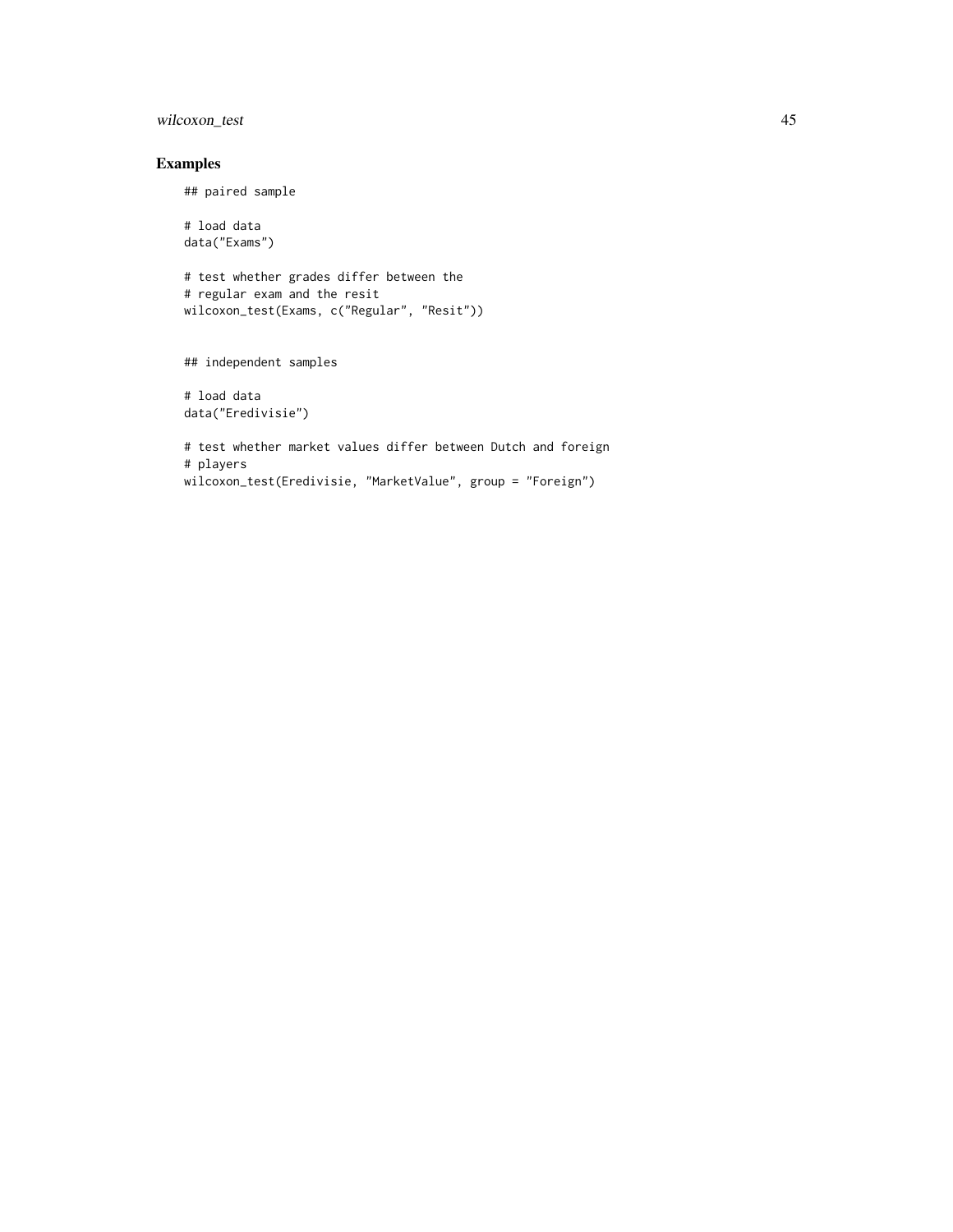## Examples

```
## paired sample

# load data
data("Exams")

# test whether grades differ between the
# regular exam and the resit
wilcoxon_test(Exams, c("Regular", "Resit"))


## independent samples

# load data
data("Eredivisie")

# test whether market values differ between Dutch and foreign
# players
wilcoxon_test(Eredivisie, "MarketValue", group = "Foreign")
```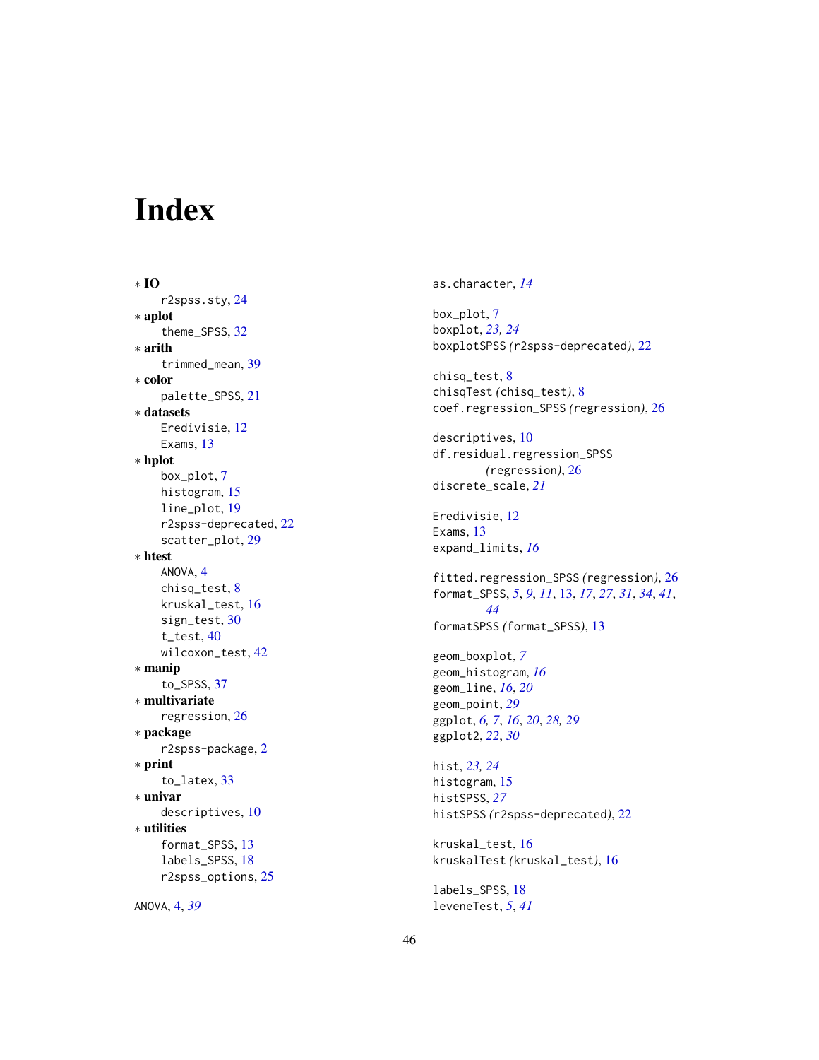# Index

* **IO**
  r2spss.sty, 24
* **aplot**
  theme_SPSS, 32
* **arith**
  trimmed_mean, 39
* **color**
  palette_SPSS, 21
* **datasets**
  Eredivisie, 12
  Exams, 13
* **hplot**
  box_plot, 7
  histogram, 15
  line_plot, 19
  r2spss-deprecated, 22
  scatter_plot, 29
* **htest**
  ANOVA, 4
  chisq_test, 8
  kruskal_test, 16
  sign_test, 30
  t_test, 40
  wilcoxon_test, 42
* **manip**
  to_SPSS, 37
* **multivariate**
  regression, 26
* **package**
  r2spss-package, 2
* **print**
  to_latex, 33
* **univar**
  descriptives, 10
* **utilities**
  format_SPSS, 13
  labels_SPSS, 18
  r2spss_options, 25

ANOVA, 4, *39*

as.character, *14*

box_plot, 7
boxplot, *23, 24*
boxplotSPSS *(r2spss-deprecated)*, 22

chisq_test, 8
chisqTest *(chisq_test)*, 8
coef.regression_SPSS *(regression)*, 26

descriptives, 10
df.residual.regression_SPSS
  *(regression)*, 26
discrete_scale, *21*

Eredivisie, 12
Exams, 13
expand_limits, *16*

fitted.regression_SPSS *(regression)*, 26
format_SPSS, *5*, *9*, *11*, 13, *17*, *27*, *31*, *34*, *41*,
  *44*
formatSPSS *(format_SPSS)*, 13

geom_boxplot, *7*
geom_histogram, *16*
geom_line, *16*, *20*
geom_point, *29*
ggplot, *6, 7*, *16*, *20*, *28, 29*
ggplot2, *22*, *30*

hist, *23, 24*
histogram, 15
histSPSS, *27*
histSPSS *(r2spss-deprecated)*, 22

kruskal_test, 16
kruskalTest *(kruskal_test)*, 16

labels_SPSS, 18
leveneTest, *5*, *41*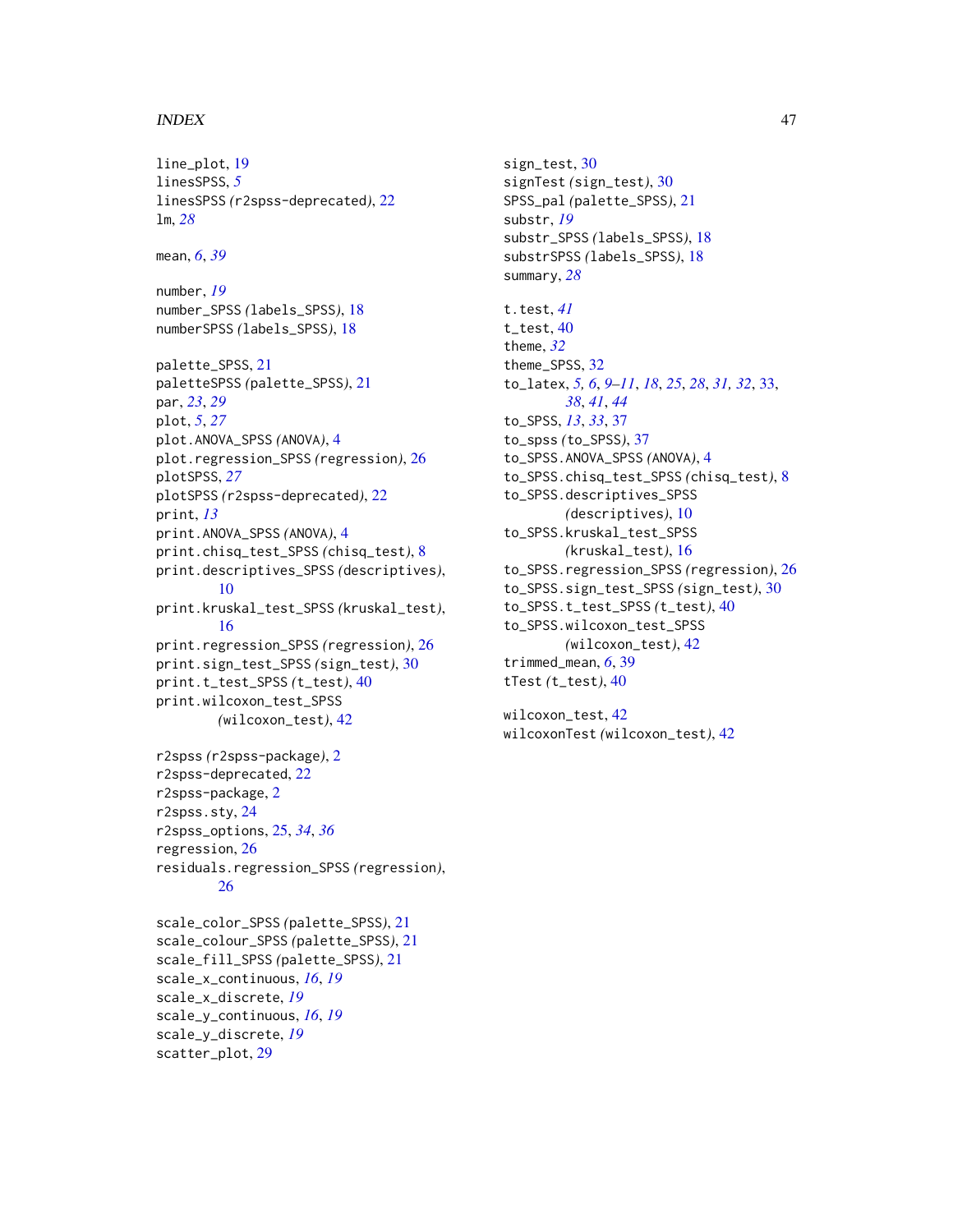line_plot, 19
linesSPSS, *5*
linesSPSS *(r2spss-deprecated)*, 22
lm, *28*

mean, *6*, *39*

number, *19*
number_SPSS *(labels_SPSS)*, 18
numberSPSS *(labels_SPSS)*, 18

palette_SPSS, 21
paletteSPSS *(palette_SPSS)*, 21
par, *23*, *29*
plot, *5*, *27*
plot.ANOVA_SPSS *(ANOVA)*, 4
plot.regression_SPSS *(regression)*, 26
plotSPSS, *27*
plotSPSS *(r2spss-deprecated)*, 22
print, *13*
print.ANOVA_SPSS *(ANOVA)*, 4
print.chisq_test_SPSS *(chisq_test)*, 8
print.descriptives_SPSS *(descriptives)*, 10
print.kruskal_test_SPSS *(kruskal_test)*, 16
print.regression_SPSS *(regression)*, 26
print.sign_test_SPSS *(sign_test)*, 30
print.t_test_SPSS *(t_test)*, 40
print.wilcoxon_test_SPSS *(wilcoxon_test)*, 42

r2spss *(r2spss-package)*, 2
r2spss-deprecated, 22
r2spss-package, 2
r2spss.sty, 24
r2spss_options, 25, *34*, *36*
regression, 26
residuals.regression_SPSS *(regression)*, 26

scale_color_SPSS *(palette_SPSS)*, 21
scale_colour_SPSS *(palette_SPSS)*, 21
scale_fill_SPSS *(palette_SPSS)*, 21
scale_x_continuous, *16*, *19*
scale_x_discrete, *19*
scale_y_continuous, *16*, *19*
scale_y_discrete, *19*
scatter_plot, 29
sign_test, 30
signTest *(sign_test)*, 30
SPSS_pal *(palette_SPSS)*, 21
substr, *19*
substr_SPSS *(labels_SPSS)*, 18
substrSPSS *(labels_SPSS)*, 18
summary, *28*

t.test, *41*
t_test, 40
theme, *32*
theme_SPSS, 32
to_latex, *5*, *6*, *9–11*, *18*, *25*, *28*, *31*, *32*, 33, *38*, *41*, *44*
to_SPSS, *13*, *33*, 37
to_spss *(to_SPSS)*, 37
to_SPSS.ANOVA_SPSS *(ANOVA)*, 4
to_SPSS.chisq_test_SPSS *(chisq_test)*, 8
to_SPSS.descriptives_SPSS *(descriptives)*, 10
to_SPSS.kruskal_test_SPSS *(kruskal_test)*, 16
to_SPSS.regression_SPSS *(regression)*, 26
to_SPSS.sign_test_SPSS *(sign_test)*, 30
to_SPSS.t_test_SPSS *(t_test)*, 40
to_SPSS.wilcoxon_test_SPSS *(wilcoxon_test)*, 42
trimmed_mean, *6*, 39
tTest *(t_test)*, 40

wilcoxon_test, 42
wilcoxonTest *(wilcoxon_test)*, 42